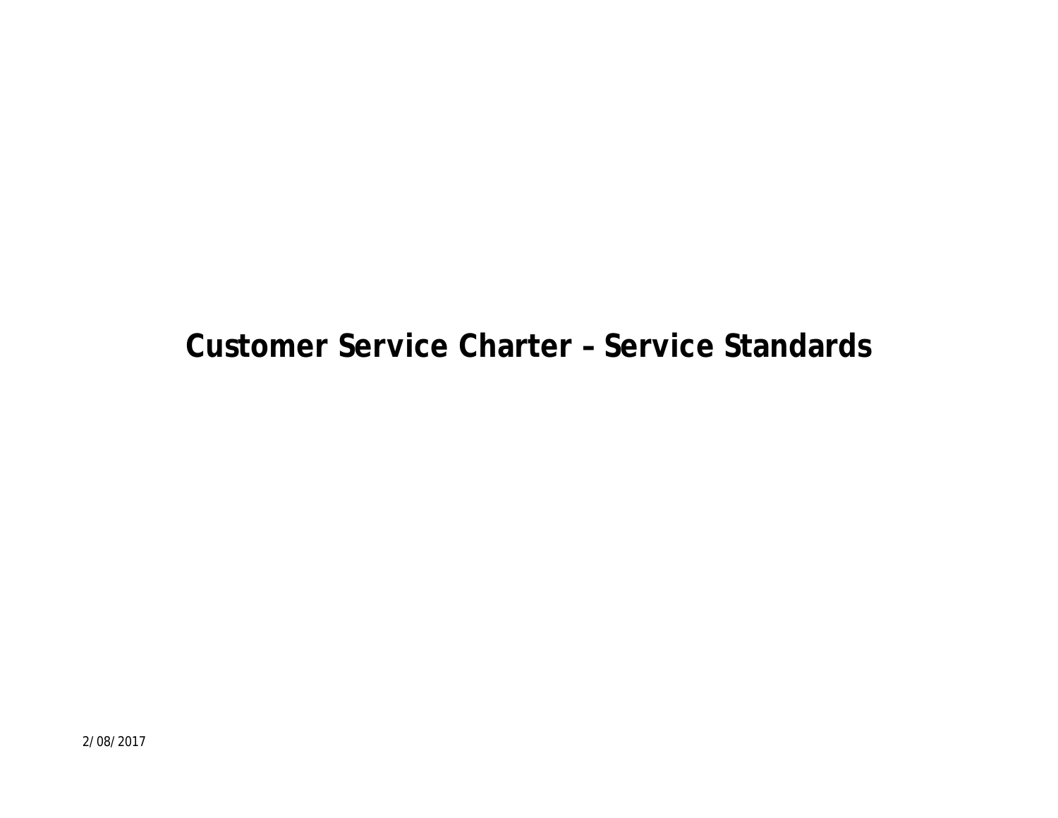# Customer Service Charter – Service Standards

2/08/2017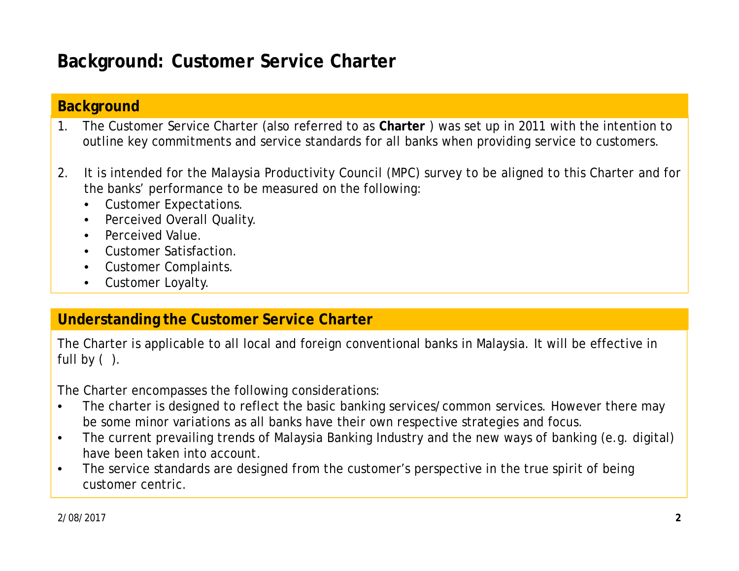# Background: Customer Service Charter

## Background

1. The Customer Service Charter (also referred to as **Charter** ) was set up in 2011 with the intention to outline key commitments and service standards for all banks when providing service to customers.

2. It is intended for the Malaysia Productivity Council (MPC) survey to be aligned to this Charter and for the banks' performance to be measured on the following:
   - Customer Expectations.
   - Perceived Overall Quality.
   - Perceived Value.
   - Customer Satisfaction.
   - Customer Complaints.
   - Customer Loyalty.

## Understanding the Customer Service Charter

The Charter is applicable to all local and foreign conventional banks in Malaysia. It will be effective in full by ( ).

The Charter encompasses the following considerations:

- The charter is designed to reflect the basic banking services/common services. However there may be some minor variations as all banks have their own respective strategies and focus.
- The current prevailing trends of Malaysia Banking Industry and the new ways of banking (e.g. digital) have been taken into account.
- The service standards are designed from the customer's perspective in the true spirit of being customer centric.

2/08/2017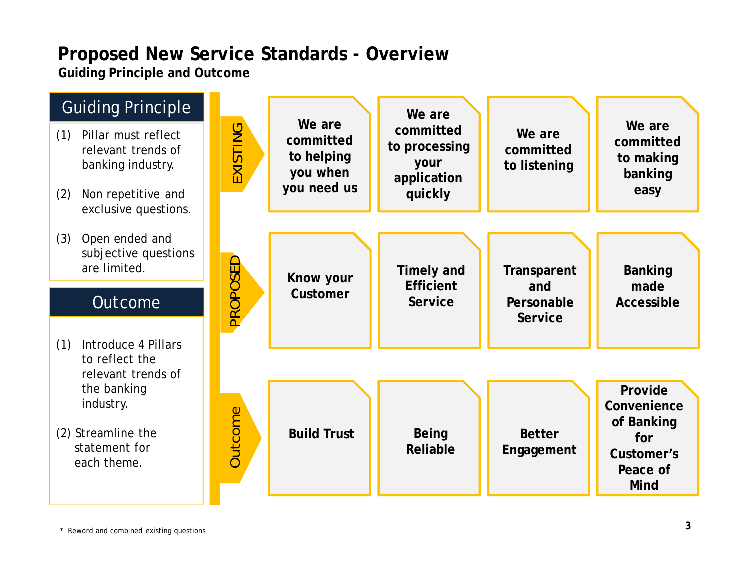# Proposed New Service Standards - Overview

**Guiding Principle and Outcome**

## Guiding Principle

(1) Pillar must reflect relevant trends of banking industry.

(2) Non repetitive and exclusive questions.

(3) Open ended and subjective questions are limited.

## Outcome

(1) Introduce 4 Pillars to reflect the relevant trends of the banking industry.

(2) Streamline the statement for each theme.

| | | | | |
|---|---|---|---|---|
| **EXISTING** | We are committed to helping you when you need us | We are committed to processing your application quickly | We are committed to listening | We are committed to making banking easy |
| **PROPOSED** | Know your Customer | Timely and Efficient Service | Transparent and Personable Service | Banking made Accessible |
| **Outcome** | Build Trust | Being Reliable | Better Engagement | Provide Convenience of Banking for Customer's Peace of Mind |

\* Reword and combined existing questions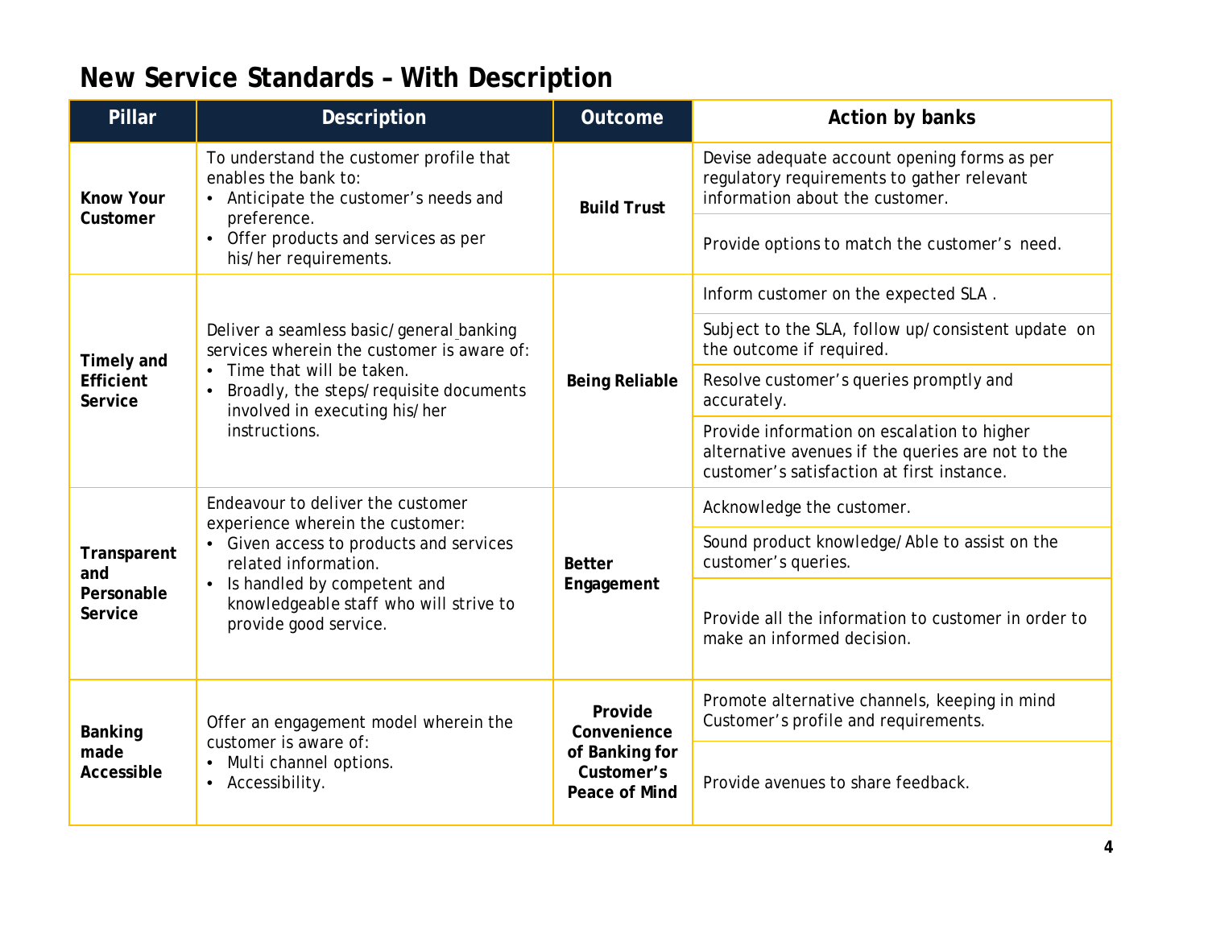# New Service Standards – With Description

| Pillar | Description | Outcome | Action by banks |
|---|---|---|---|
| **Know Your Customer** | To understand the customer profile that enables the bank to:<br>• Anticipate the customer's needs and preference.<br>• Offer products and services as per his/her requirements. | **Build Trust** | Devise adequate account opening forms as per regulatory requirements to gather relevant information about the customer. |
| | | | Provide options to match the customer's need. |
| **Timely and Efficient Service** | Deliver a seamless basic/general banking services wherein the customer is aware of:<br>• Time that will be taken.<br>• Broadly, the steps/requisite documents involved in executing his/her instructions. | **Being Reliable** | Inform customer on the expected SLA . |
| | | | Subject to the SLA, follow up/consistent update on the outcome if required. |
| | | | Resolve customer's queries promptly and accurately. |
| | | | Provide information on escalation to higher alternative avenues if the queries are not to the customer's satisfaction at first instance. |
| **Transparent and Personable Service** | Endeavour to deliver the customer experience wherein the customer:<br>• Given access to products and services related information.<br>• Is handled by competent and knowledgeable staff who will strive to provide good service. | **Better Engagement** | Acknowledge the customer. |
| | | | Sound product knowledge/Able to assist on the customer's queries. |
| | | | Provide all the information to customer in order to make an informed decision. |
| **Banking made Accessible** | Offer an engagement model wherein the customer is aware of:<br>• Multi channel options.<br>• Accessibility. | **Provide Convenience of Banking for Customer's Peace of Mind** | Promote alternative channels, keeping in mind Customer's profile and requirements. |
| | | | Provide avenues to share feedback. |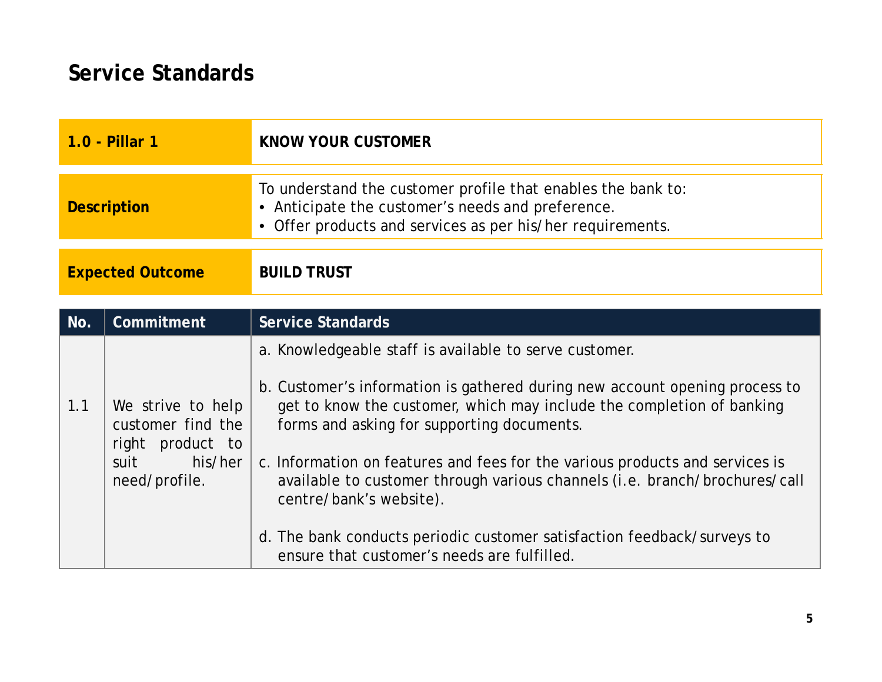## Service Standards

| 1.0 - Pillar 1 | KNOW YOUR CUSTOMER |
|---|---|
| **Description** | To understand the customer profile that enables the bank to:<br>• Anticipate the customer's needs and preference.<br>• Offer products and services as per his/her requirements. |
| **Expected Outcome** | **BUILD TRUST** |

| No. | Commitment | Service Standards |
|---|---|---|
| 1.1 | We strive to help customer find the right product to suit his/her need/profile. | a. Knowledgeable staff is available to serve customer.<br><br>b. Customer's information is gathered during new account opening process to get to know the customer, which may include the completion of banking forms and asking for supporting documents.<br><br>c. Information on features and fees for the various products and services is available to customer through various channels (i.e. branch/brochures/call centre/bank's website).<br><br>d. The bank conducts periodic customer satisfaction feedback/surveys to ensure that customer's needs are fulfilled. |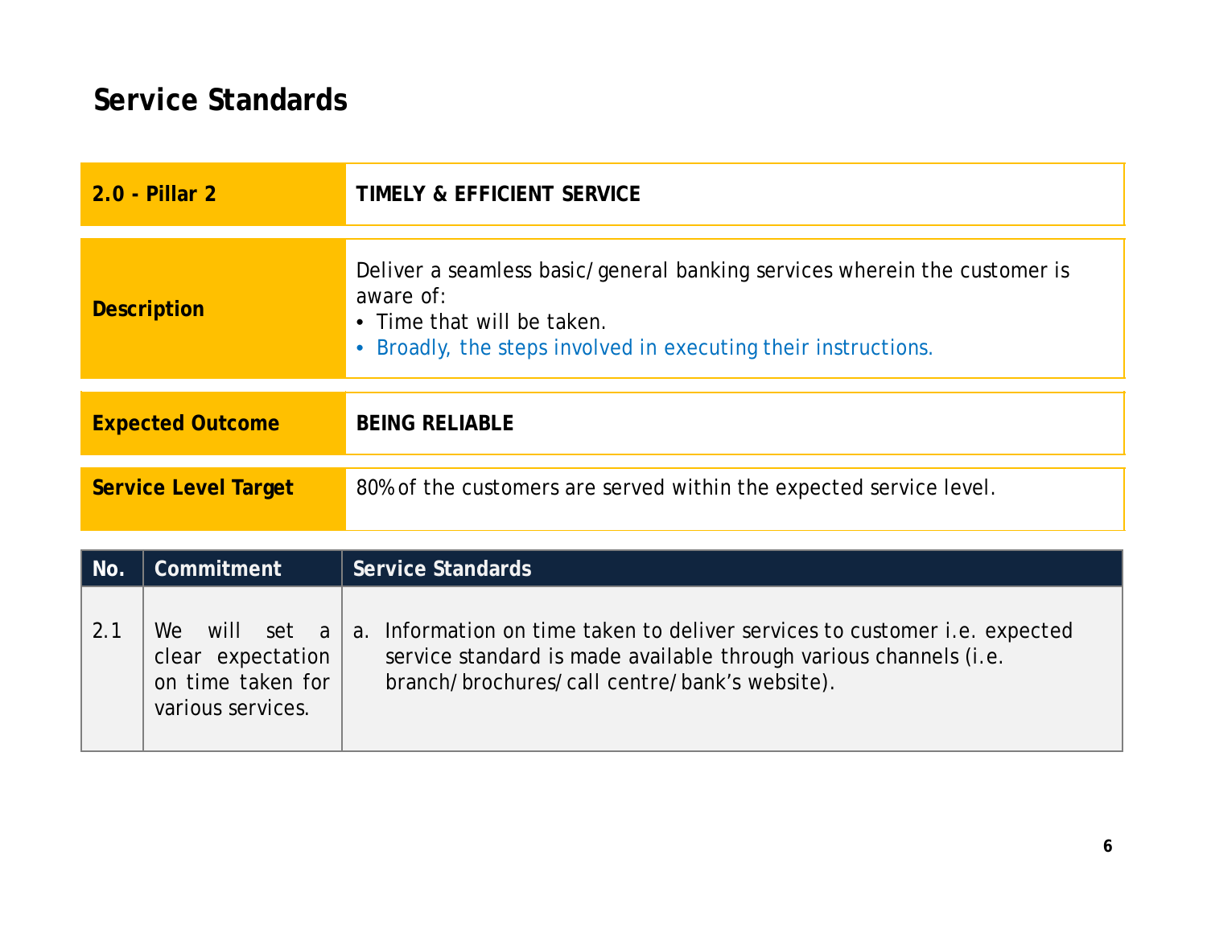## Service Standards

| 2.0 - Pillar 2 | TIMELY & EFFICIENT SERVICE |
|---|---|
| **Description** | Deliver a seamless basic/general banking services wherein the customer is aware of:<br>• Time that will be taken.<br>• Broadly, the steps involved in executing their instructions. |
| **Expected Outcome** | **BEING RELIABLE** |
| **Service Level Target** | 80% of the customers are served within the expected service level. |

| No. | Commitment | Service Standards |
|---|---|---|
| 2.1 | We will set a clear expectation on time taken for various services. | a. Information on time taken to deliver services to customer i.e. expected service standard is made available through various channels (i.e. branch/brochures/call centre/bank's website). |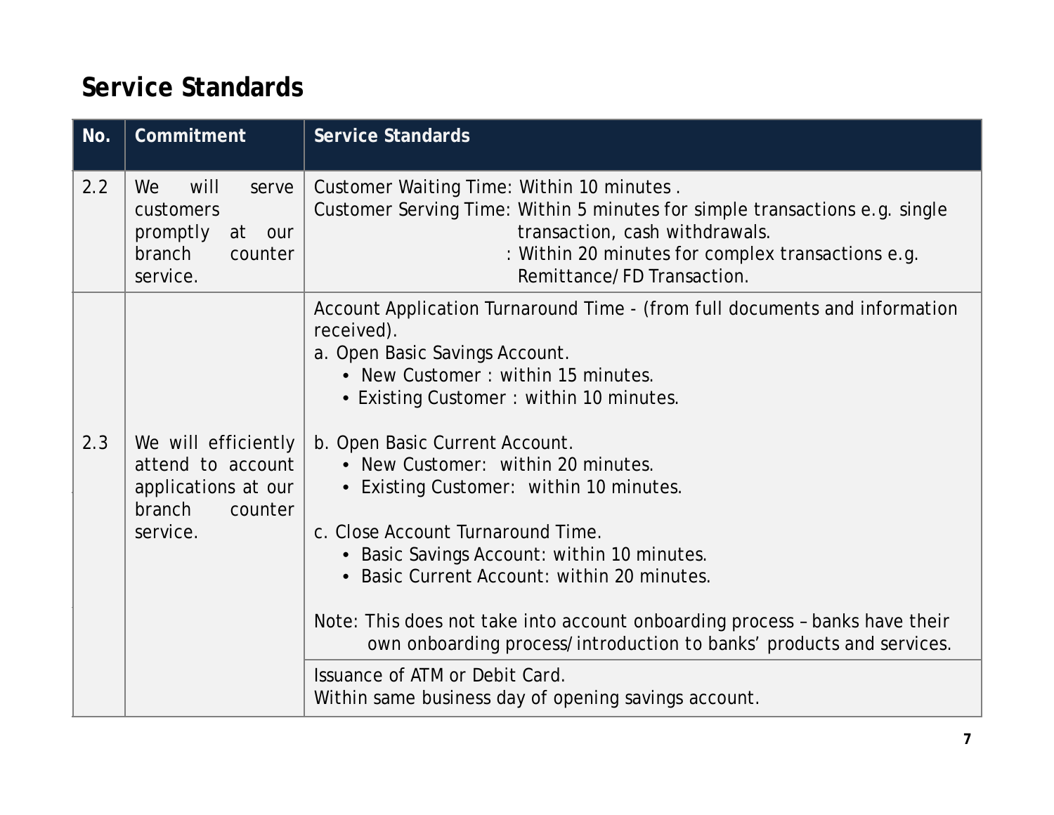## Service Standards

| No. | Commitment | Service Standards |
|---|---|---|
| 2.2 | We will serve customers promptly at our branch counter service. | Customer Waiting Time: Within 10 minutes .<br>Customer Serving Time: Within 5 minutes for simple transactions e.g. single transaction, cash withdrawals.<br>: Within 20 minutes for complex transactions e.g. Remittance/FD Transaction. |
| 2.3 | We will efficiently attend to account applications at our branch counter service. | Account Application Turnaround Time - (from full documents and information received).<br>a. Open Basic Savings Account.<br>• New Customer : within 15 minutes.<br>• Existing Customer : within 10 minutes.<br><br>b. Open Basic Current Account.<br>• New Customer: within 20 minutes.<br>• Existing Customer: within 10 minutes.<br><br>c. Close Account Turnaround Time.<br>• Basic Savings Account: within 10 minutes.<br>• Basic Current Account: within 20 minutes.<br><br>Note: This does not take into account onboarding process – banks have their own onboarding process/introduction to banks' products and services. |
| | | Issuance of ATM or Debit Card.<br>Within same business day of opening savings account. |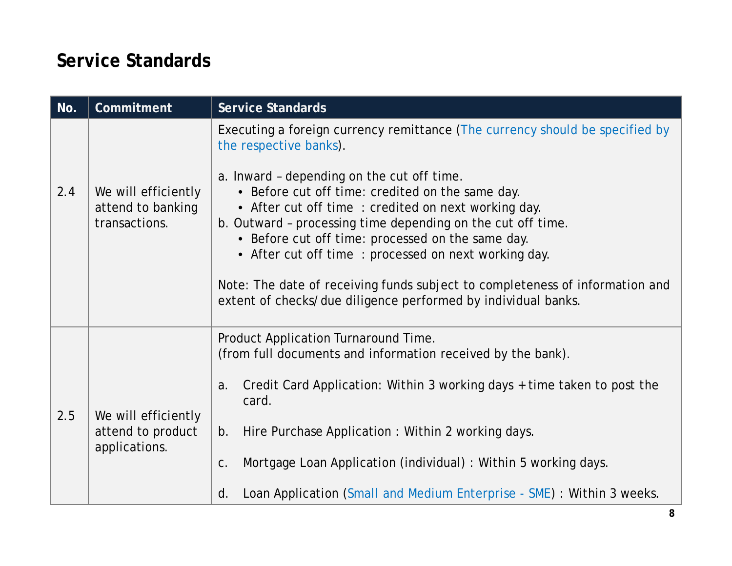## Service Standards

| No. | Commitment | Service Standards |
|---|---|---|
| 2.4 | We will efficiently attend to banking transactions. | Executing a foreign currency remittance (The currency should be specified by the respective banks).<br><br>a. Inward – depending on the cut off time.<br>• Before cut off time: credited on the same day.<br>• After cut off time : credited on next working day.<br>b. Outward – processing time depending on the cut off time.<br>• Before cut off time: processed on the same day.<br>• After cut off time : processed on next working day.<br><br>Note: The date of receiving funds subject to completeness of information and extent of checks/due diligence performed by individual banks. |
| 2.5 | We will efficiently attend to product applications. | Product Application Turnaround Time.<br>(from full documents and information received by the bank).<br><br>a. Credit Card Application: Within 3 working days + time taken to post the card.<br><br>b. Hire Purchase Application : Within 2 working days.<br><br>c. Mortgage Loan Application (individual) : Within 5 working days.<br><br>d. Loan Application (Small and Medium Enterprise - SME) : Within 3 weeks. |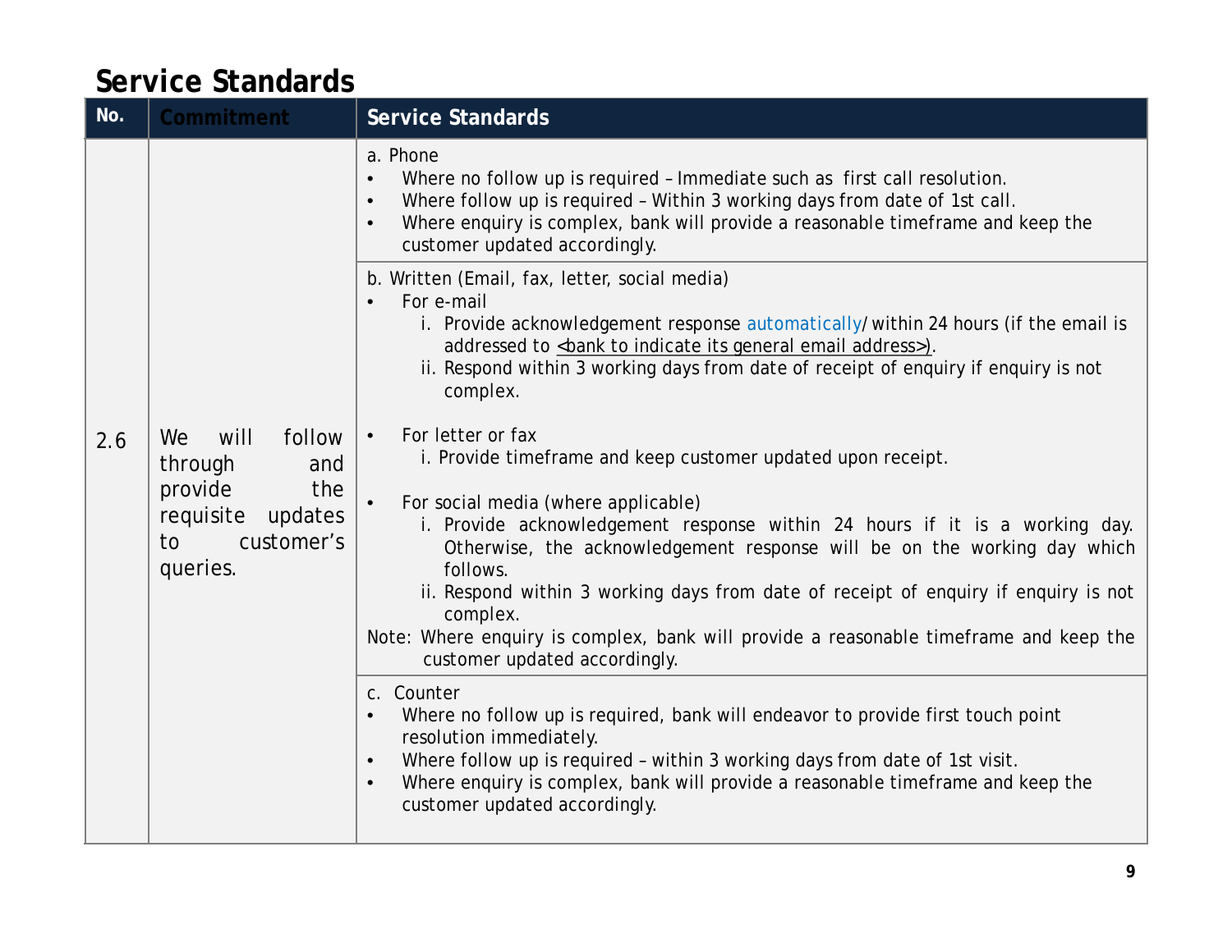## Service Standards

| No. | Commitment | Service Standards |
|---|---|---|
| 2.6 | We will follow through and provide the requisite updates to customer's queries. | a. Phone<br>• Where no follow up is required – Immediate such as first call resolution.<br>• Where follow up is required – Within 3 working days from date of 1st call.<br>• Where enquiry is complex, bank will provide a reasonable timeframe and keep the customer updated accordingly. |
| | | b. Written (Email, fax, letter, social media)<br>• For e-mail<br>i. Provide acknowledgement response automatically/ within 24 hours (if the email is addressed to <bank to indicate its general email address>).<br>ii. Respond within 3 working days from date of receipt of enquiry if enquiry is not complex.<br><br>• For letter or fax<br>i. Provide timeframe and keep customer updated upon receipt.<br><br>• For social media (where applicable)<br>i. Provide acknowledgement response within 24 hours if it is a working day. Otherwise, the acknowledgement response will be on the working day which follows.<br>ii. Respond within 3 working days from date of receipt of enquiry if enquiry is not complex.<br>Note: Where enquiry is complex, bank will provide a reasonable timeframe and keep the customer updated accordingly. |
| | | c. Counter<br>• Where no follow up is required, bank will endeavor to provide first touch point resolution immediately.<br>• Where follow up is required – within 3 working days from date of 1st visit.<br>• Where enquiry is complex, bank will provide a reasonable timeframe and keep the customer updated accordingly. |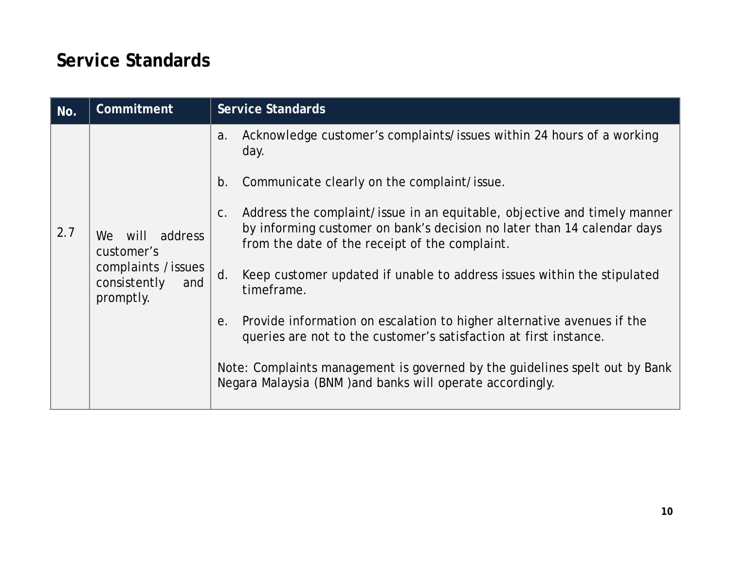## Service Standards

| No. | Commitment | Service Standards |
|---|---|---|
| 2.7 | We will address customer's complaints / issues consistently and promptly. | a. Acknowledge customer's complaints/issues within 24 hours of a working day.<br><br>b. Communicate clearly on the complaint/issue.<br><br>c. Address the complaint/issue in an equitable, objective and timely manner by informing customer on bank's decision no later than 14 calendar days from the date of the receipt of the complaint.<br><br>d. Keep customer updated if unable to address issues within the stipulated timeframe.<br><br>e. Provide information on escalation to higher alternative avenues if the queries are not to the customer's satisfaction at first instance.<br><br>Note: Complaints management is governed by the guidelines spelt out by Bank Negara Malaysia (BNM )and banks will operate accordingly. |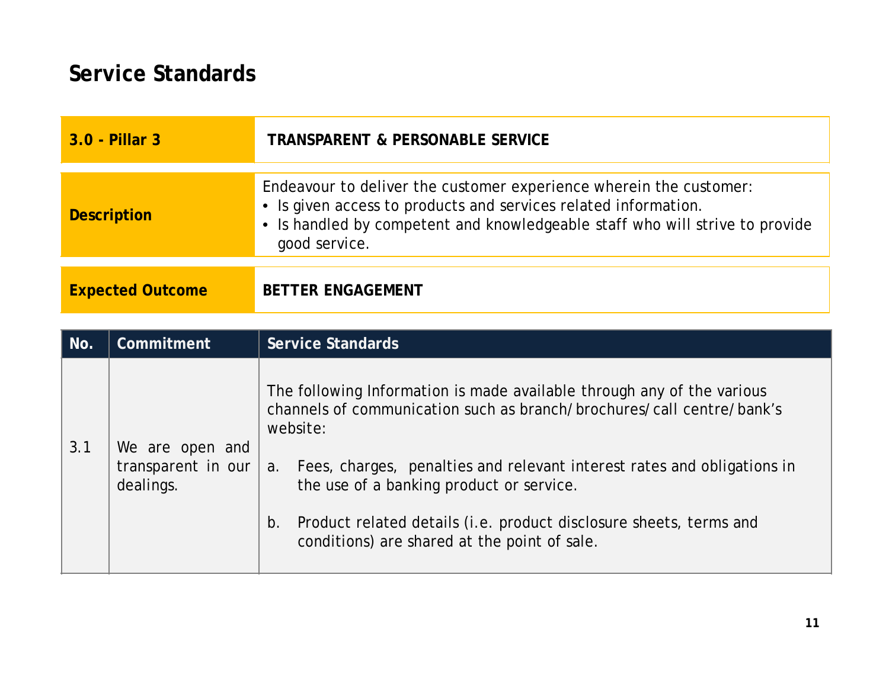## Service Standards

| 3.0 - Pillar 3 | TRANSPARENT & PERSONABLE SERVICE |
|---|---|
| Description | Endeavour to deliver the customer experience wherein the customer:<br>• Is given access to products and services related information.<br>• Is handled by competent and knowledgeable staff who will strive to provide good service. |
| Expected Outcome | BETTER ENGAGEMENT |

| No. | Commitment | Service Standards |
|---|---|---|
| 3.1 | We are open and transparent in our dealings. | The following Information is made available through any of the various channels of communication such as branch/ brochures/ call centre/ bank's website:<br><br>a. Fees, charges, penalties and relevant interest rates and obligations in the use of a banking product or service.<br><br>b. Product related details (i.e. product disclosure sheets, terms and conditions) are shared at the point of sale. |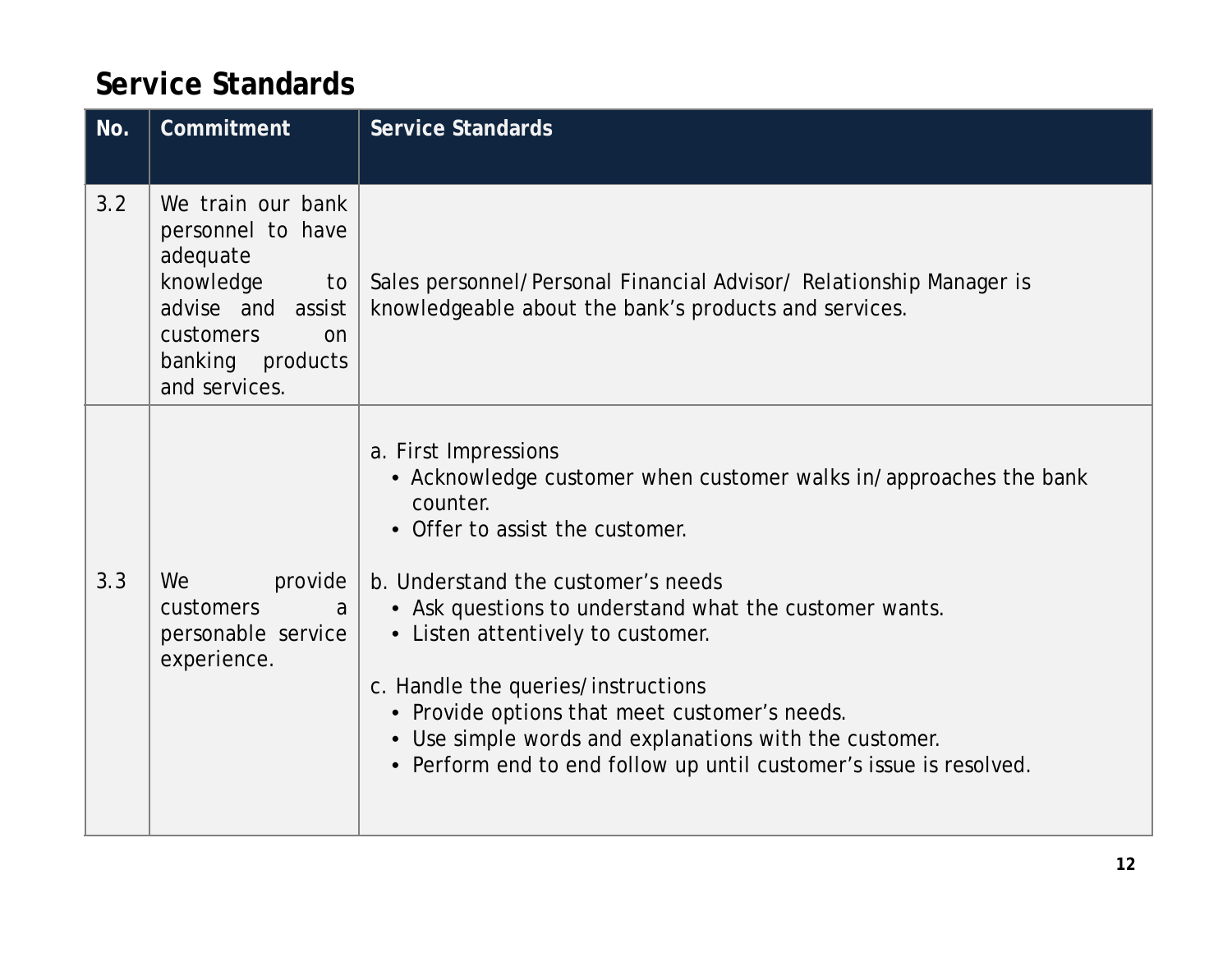## Service Standards

| No. | Commitment | Service Standards |
|---|---|---|
| 3.2 | We train our bank personnel to have adequate knowledge to advise and assist customers on banking products and services. | Sales personnel/Personal Financial Advisor/ Relationship Manager is knowledgeable about the bank's products and services. |
| 3.3 | We provide customers a personable service experience. | a. First Impressions<br>• Acknowledge customer when customer walks in/approaches the bank counter.<br>• Offer to assist the customer.<br><br>b. Understand the customer's needs<br>• Ask questions to understand what the customer wants.<br>• Listen attentively to customer.<br><br>c. Handle the queries/instructions<br>• Provide options that meet customer's needs.<br>• Use simple words and explanations with the customer.<br>• Perform end to end follow up until customer's issue is resolved. |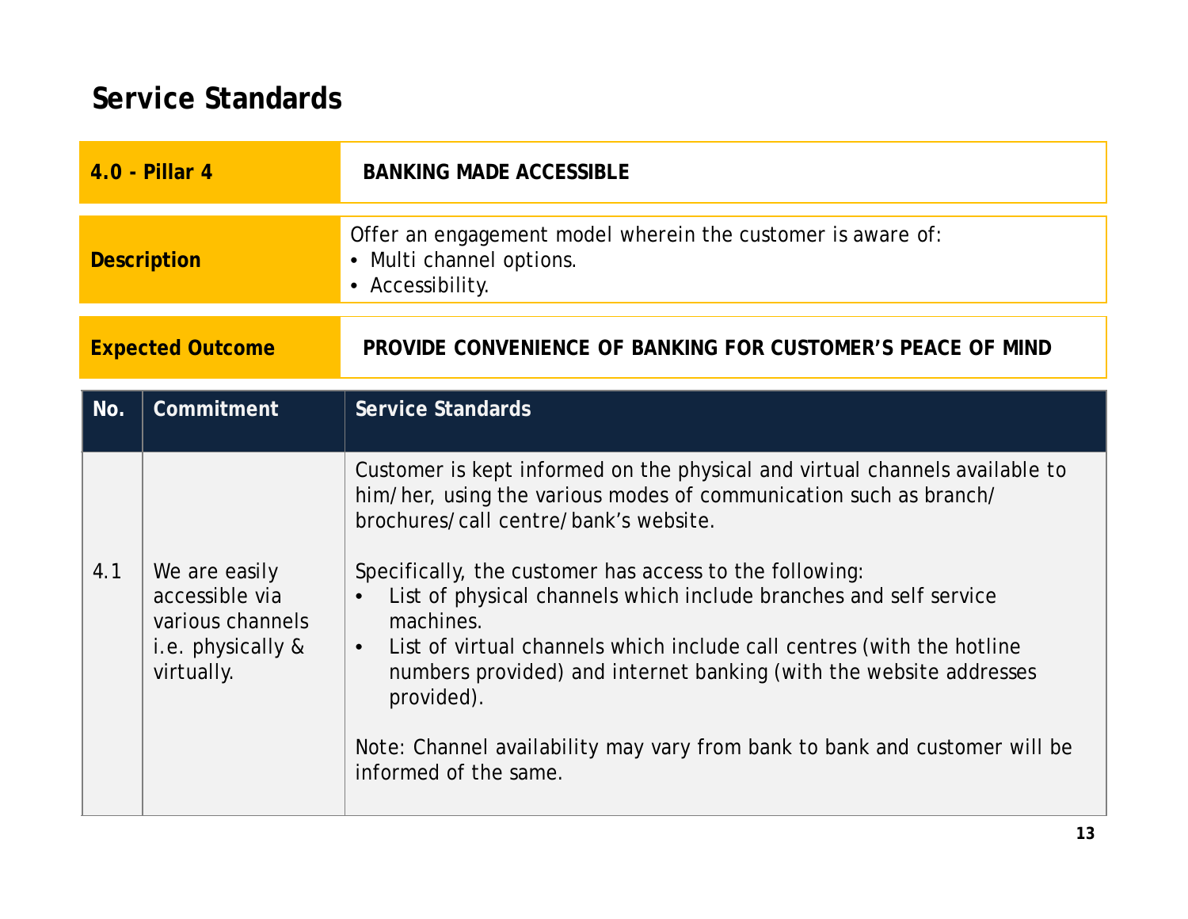## Service Standards

| 4.0 - Pillar 4 | BANKING MADE ACCESSIBLE |
|---|---|
| **Description** | Offer an engagement model wherein the customer is aware of:<br>• Multi channel options.<br>• Accessibility. |
| **Expected Outcome** | **PROVIDE CONVENIENCE OF BANKING FOR CUSTOMER'S PEACE OF MIND** |

| No. | Commitment | Service Standards |
|---|---|---|
| 4.1 | We are easily accessible via various channels i.e. physically & virtually. | Customer is kept informed on the physical and virtual channels available to him/her, using the various modes of communication such as branch/ brochures/call centre/bank's website.<br><br>Specifically, the customer has access to the following:<br>• List of physical channels which include branches and self service machines.<br>• List of virtual channels which include call centres (with the hotline numbers provided) and internet banking (with the website addresses provided).<br><br>Note: Channel availability may vary from bank to bank and customer will be informed of the same. |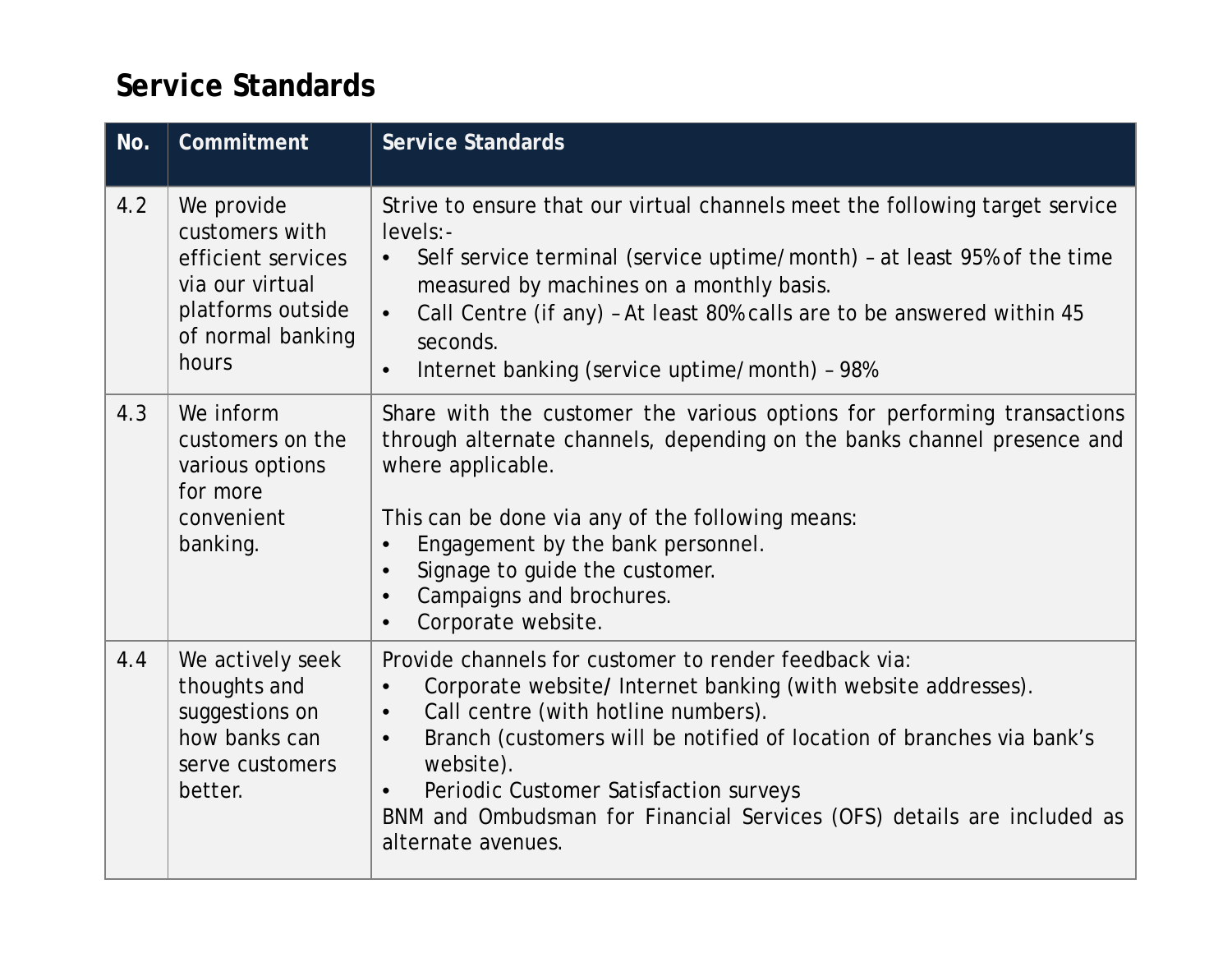## Service Standards

| No. | Commitment | Service Standards |
|---|---|---|
| 4.2 | We provide customers with efficient services via our virtual platforms outside of normal banking hours | Strive to ensure that our virtual channels meet the following target service levels:-<br>• Self service terminal (service uptime/month) – at least 95% of the time measured by machines on a monthly basis.<br>• Call Centre (if any) – At least 80% calls are to be answered within 45 seconds.<br>• Internet banking (service uptime/month) – 98% |
| 4.3 | We inform customers on the various options for more convenient banking. | Share with the customer the various options for performing transactions through alternate channels, depending on the banks channel presence and where applicable.<br><br>This can be done via any of the following means:<br>• Engagement by the bank personnel.<br>• Signage to guide the customer.<br>• Campaigns and brochures.<br>• Corporate website. |
| 4.4 | We actively seek thoughts and suggestions on how banks can serve customers better. | Provide channels for customer to render feedback via:<br>• Corporate website/ Internet banking (with website addresses).<br>• Call centre (with hotline numbers).<br>• Branch (customers will be notified of location of branches via bank's website).<br>• Periodic Customer Satisfaction surveys<br>BNM and Ombudsman for Financial Services (OFS) details are included as alternate avenues. |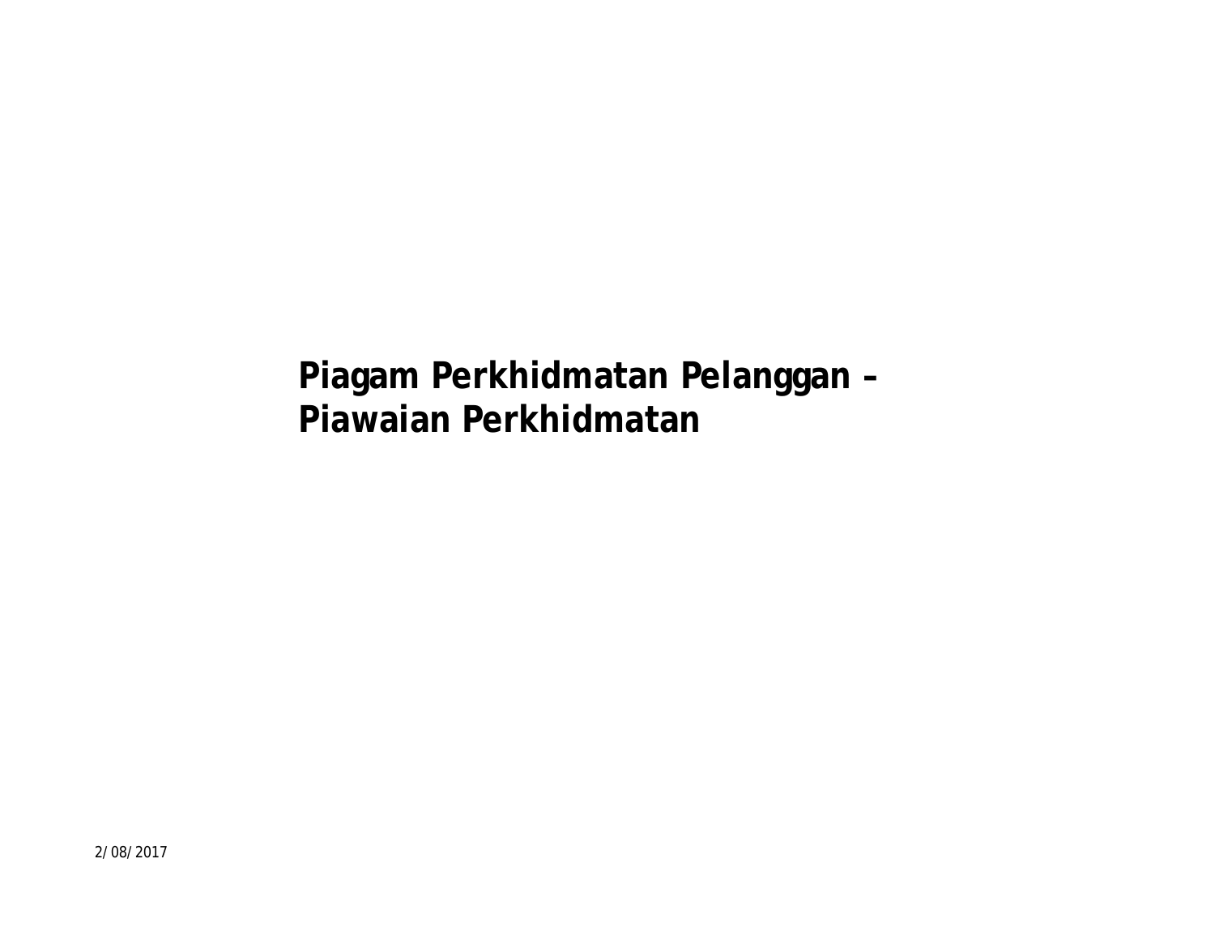# Piagam Perkhidmatan Pelanggan – Piawaian Perkhidmatan

2/08/2017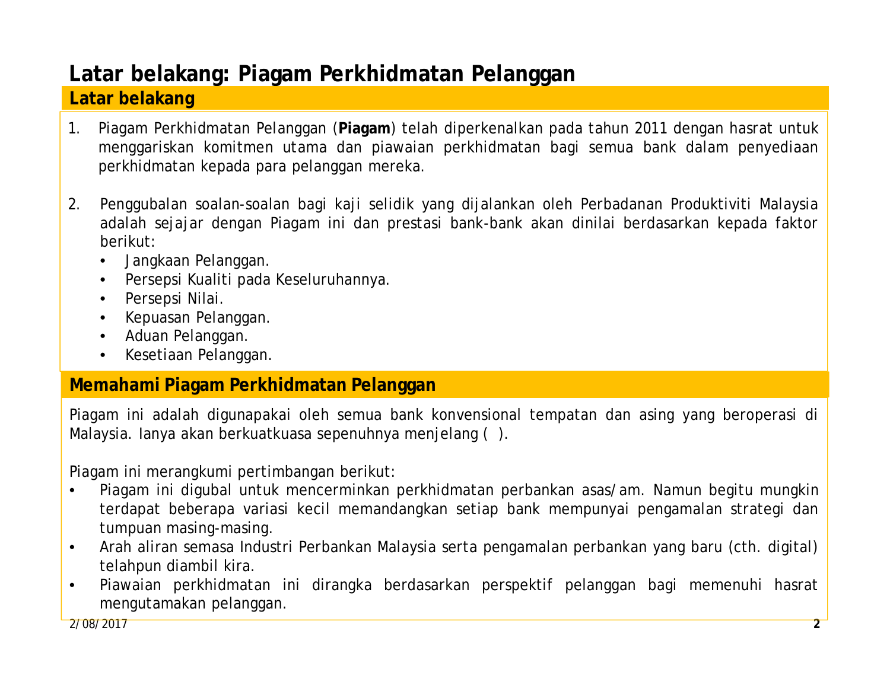# Latar belakang: Piagam Perkhidmatan Pelanggan

## Latar belakang

1. Piagam Perkhidmatan Pelanggan (**Piagam**) telah diperkenalkan pada tahun 2011 dengan hasrat untuk menggariskan komitmen utama dan piawaian perkhidmatan bagi semua bank dalam penyediaan perkhidmatan kepada para pelanggan mereka.

2. Penggubalan soalan-soalan bagi kaji selidik yang dijalankan oleh Perbadanan Produktiviti Malaysia adalah sejajar dengan Piagam ini dan prestasi bank-bank akan dinilai berdasarkan kepada faktor berikut:
   - Jangkaan Pelanggan.
   - Persepsi Kualiti pada Keseluruhannya.
   - Persepsi Nilai.
   - Kepuasan Pelanggan.
   - Aduan Pelanggan.
   - Kesetiaan Pelanggan.

## Memahami Piagam Perkhidmatan Pelanggan

Piagam ini adalah digunapakai oleh semua bank konvensional tempatan dan asing yang beroperasi di Malaysia. Ianya akan berkuatkuasa sepenuhnya menjelang ( ).

Piagam ini merangkumi pertimbangan berikut:

- Piagam ini digubal untuk mencerminkan perkhidmatan perbankan asas/am. Namun begitu mungkin terdapat beberapa variasi kecil memandangkan setiap bank mempunyai pengamalan strategi dan tumpuan masing-masing.
- Arah aliran semasa Industri Perbankan Malaysia serta pengamalan perbankan yang baru (cth. digital) telahpun diambil kira.
- Piawaian perkhidmatan ini dirangka berdasarkan perspektif pelanggan bagi memenuhi hasrat mengutamakan pelanggan.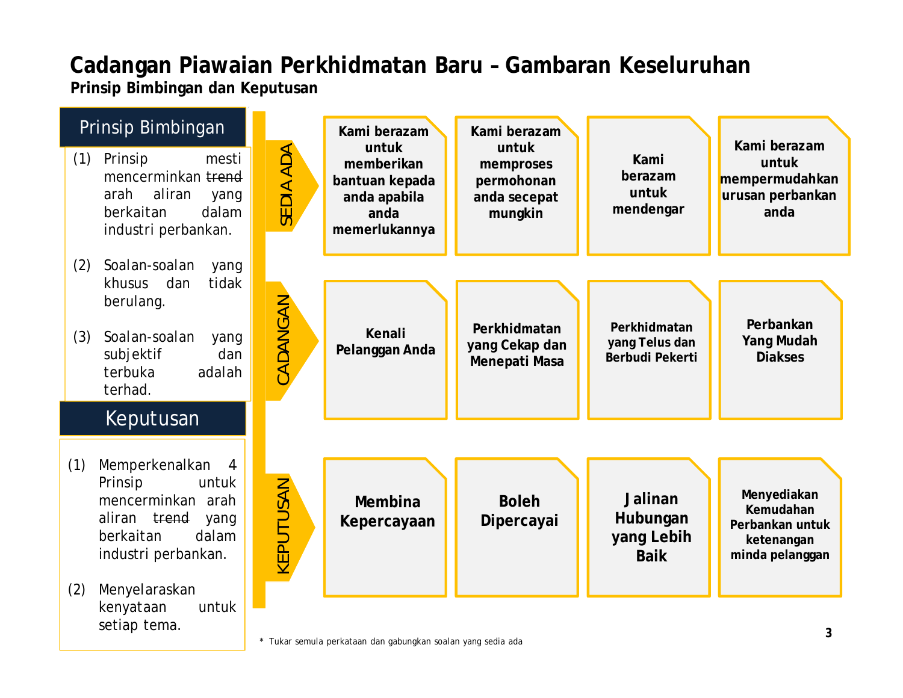# Cadangan Piawaian Perkhidmatan Baru – Gambaran Keseluruhan

**Prinsip Bimbingan dan Keputusan**

## Prinsip Bimbingan

(1) Prinsip mesti mencerminkan ~~trend~~ arah aliran yang berkaitan dalam industri perbankan.

(2) Soalan-soalan yang khusus dan tidak berulang.

(3) Soalan-soalan yang subjektif dan terbuka adalah terhad.

## Keputusan

(1) Memperkenalkan 4 Prinsip untuk mencerminkan arah aliran ~~trend~~ yang berkaitan dalam industri perbankan.

(2) Menyelaraskan kenyataan untuk setiap tema.

| | | | | |
|---|---|---|---|---|
| **SEDIA ADA** | **Kami berazam untuk memberikan bantuan kepada anda apabila anda memerlukannya** | **Kami berazam untuk memproses permohonan anda secepat mungkin** | **Kami berazam untuk mendengar** | **Kami berazam untuk mempermudahkan urusan perbankan anda** |
| **CADANGAN** | **Kenali Pelanggan Anda** | **Perkhidmatan yang Cekap dan Menepati Masa** | **Perkhidmatan yang Telus dan Berbudi Pekerti** | **Perbankan Yang Mudah Diakses** |
| **KEPUTUSAN** | **Membina Kepercayaan** | **Boleh Dipercayai** | **Jalinan Hubungan yang Lebih Baik** | **Menyediakan Kemudahan Perbankan untuk ketenangan minda pelanggan** |

\* Tukar semula perkataan dan gabungkan soalan yang sedia ada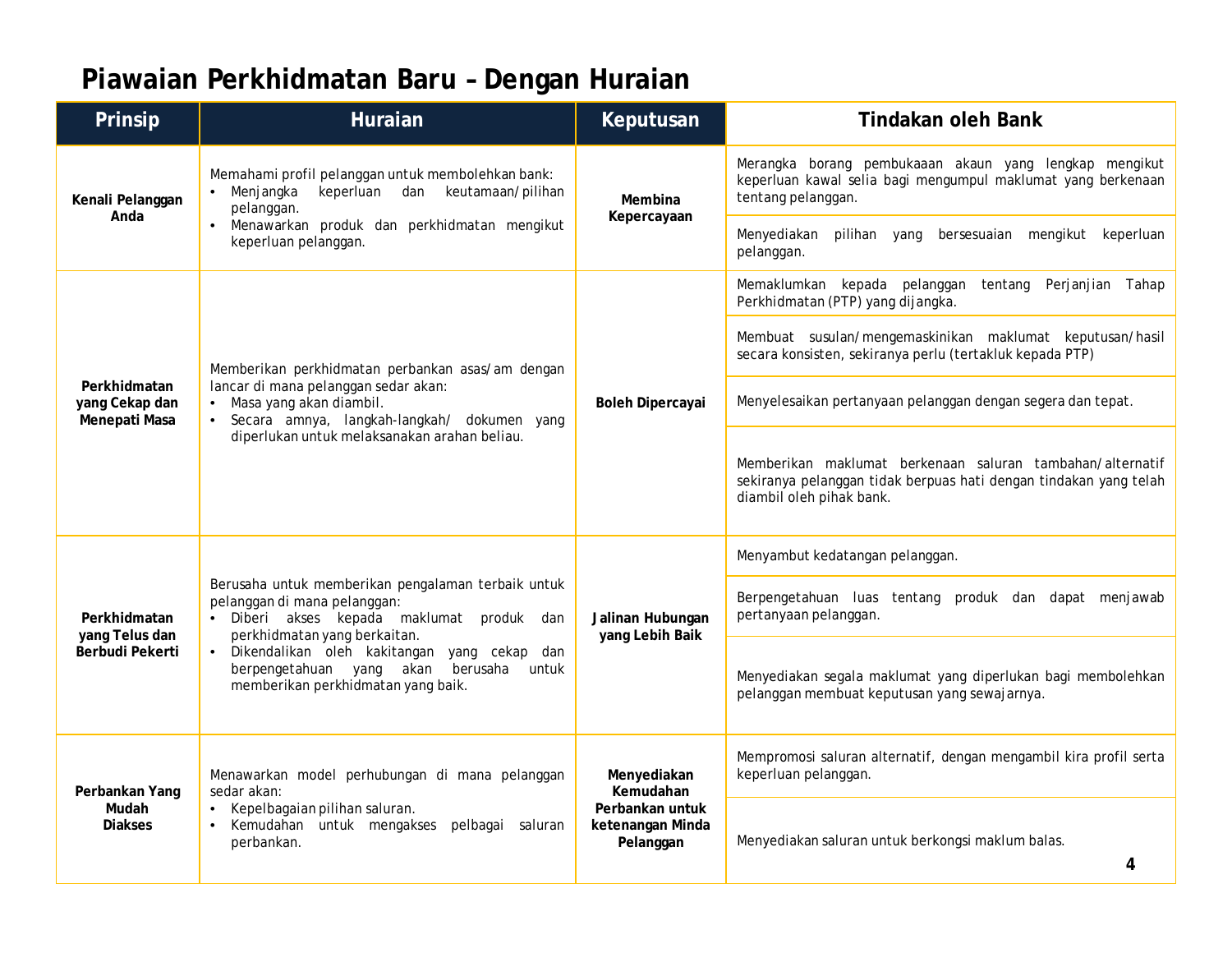# Piawaian Perkhidmatan Baru – Dengan Huraian

| Prinsip | Huraian | Keputusan | Tindakan oleh Bank |
|---|---|---|---|
| **Kenali Pelanggan Anda** | Memahami profil pelanggan untuk membolehkan bank:<br>• Menjangka keperluan dan keutamaan/pilihan pelanggan.<br>• Menawarkan produk dan perkhidmatan mengikut keperluan pelanggan. | **Membina Kepercayaan** | Merangka borang pembukaaan akaun yang lengkap mengikut keperluan kawal selia bagi mengumpul maklumat yang berkenaan tentang pelanggan. |
| | | | Menyediakan pilihan yang bersesuaian mengikut keperluan pelanggan. |
| **Perkhidmatan yang Cekap dan Menepati Masa** | Memberikan perkhidmatan perbankan asas/am dengan lancar di mana pelanggan sedar akan:<br>• Masa yang akan diambil.<br>• Secara amnya, langkah-langkah/ dokumen yang diperlukan untuk melaksanakan arahan beliau. | **Boleh Dipercayai** | Memaklumkan kepada pelanggan tentang Perjanjian Tahap Perkhidmatan (PTP) yang dijangka. |
| | | | Membuat susulan/mengemaskinikan maklumat keputusan/hasil secara konsisten, sekiranya perlu (tertakluk kepada PTP) |
| | | | Menyelesaikan pertanyaan pelanggan dengan segera dan tepat. |
| | | | Memberikan maklumat berkenaan saluran tambahan/alternatif sekiranya pelanggan tidak berpuas hati dengan tindakan yang telah diambil oleh pihak bank. |
| **Perkhidmatan yang Telus dan Berbudi Pekerti** | Berusaha untuk memberikan pengalaman terbaik untuk pelanggan di mana pelanggan:<br>• Diberi akses kepada maklumat produk dan perkhidmatan yang berkaitan.<br>• Dikendalikan oleh kakitangan yang cekap dan berpengetahuan yang akan berusaha untuk memberikan perkhidmatan yang baik. | **Jalinan Hubungan yang Lebih Baik** | Menyambut kedatangan pelanggan. |
| | | | Berpengetahuan luas tentang produk dan dapat menjawab pertanyaan pelanggan. |
| | | | Menyediakan segala maklumat yang diperlukan bagi membolehkan pelanggan membuat keputusan yang sewajarnya. |
| **Perbankan Yang Mudah Diakses** | Menawarkan model perhubungan di mana pelanggan sedar akan:<br>• Kepelbagaian pilihan saluran.<br>• Kemudahan untuk mengakses pelbagai saluran perbankan. | **Menyediakan Kemudahan Perbankan untuk ketenangan Minda Pelanggan** | Mempromosi saluran alternatif, dengan mengambil kira profil serta keperluan pelanggan. |
| | | | Menyediakan saluran untuk berkongsi maklum balas. |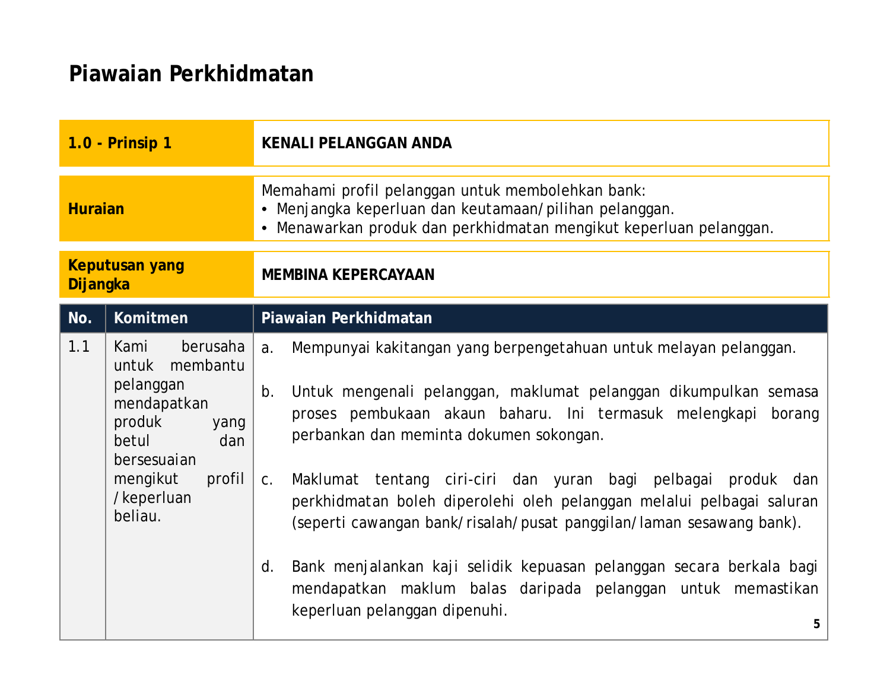# Piawaian Perkhidmatan

| 1.0 - Prinsip 1 | KENALI PELANGGAN ANDA |
|---|---|
| **Huraian** | Memahami profil pelanggan untuk membolehkan bank:<br>• Menjangka keperluan dan keutamaan/pilihan pelanggan.<br>• Menawarkan produk dan perkhidmatan mengikut keperluan pelanggan. |
| **Keputusan yang Dijangka** | **MEMBINA KEPERCAYAAN** |

| No. | Komitmen | Piawaian Perkhidmatan |
|---|---|---|
| 1.1 | Kami berusaha untuk membantu pelanggan mendapatkan produk yang betul dan bersesuaian mengikut profil /keperluan beliau. | a. Mempunyai kakitangan yang berpengetahuan untuk melayan pelanggan.<br><br>b. Untuk mengenali pelanggan, maklumat pelanggan dikumpulkan semasa proses pembukaan akaun baharu. Ini termasuk melengkapi borang perbankan dan meminta dokumen sokongan.<br><br>c. Maklumat tentang ciri-ciri dan yuran bagi pelbagai produk dan perkhidmatan boleh diperolehi oleh pelanggan melalui pelbagai saluran (seperti cawangan bank/risalah/pusat panggilan/laman sesawang bank).<br><br>d. Bank menjalankan kaji selidik kepuasan pelanggan secara berkala bagi mendapatkan maklum balas daripada pelanggan untuk memastikan keperluan pelanggan dipenuhi. |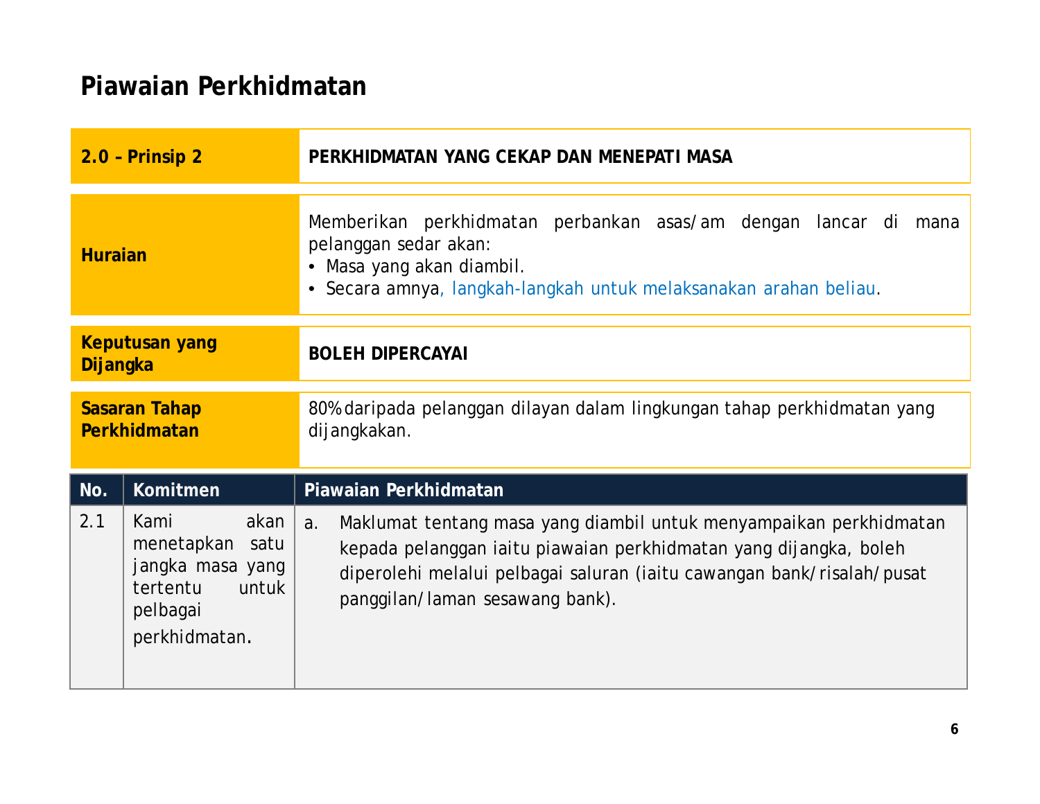# Piawaian Perkhidmatan

| 2.0 – Prinsip 2 | PERKHIDMATAN YANG CEKAP DAN MENEPATI MASA |
|---|---|
| **Huraian** | Memberikan perkhidmatan perbankan asas/am dengan lancar di mana pelanggan sedar akan:<br>• Masa yang akan diambil.<br>• Secara amnya, langkah-langkah untuk melaksanakan arahan beliau. |
| **Keputusan yang Dijangka** | **BOLEH DIPERCAYAI** |
| **Sasaran Tahap Perkhidmatan** | 80% daripada pelanggan dilayan dalam lingkungan tahap perkhidmatan yang dijangkakan. |

| No. | Komitmen | Piawaian Perkhidmatan |
|---|---|---|
| 2.1 | Kami akan menetapkan satu jangka masa yang tertentu untuk pelbagai perkhidmatan. | a. Maklumat tentang masa yang diambil untuk menyampaikan perkhidmatan kepada pelanggan iaitu piawaian perkhidmatan yang dijangka, boleh diperolehi melalui pelbagai saluran (iaitu cawangan bank/risalah/pusat panggilan/laman sesawang bank). |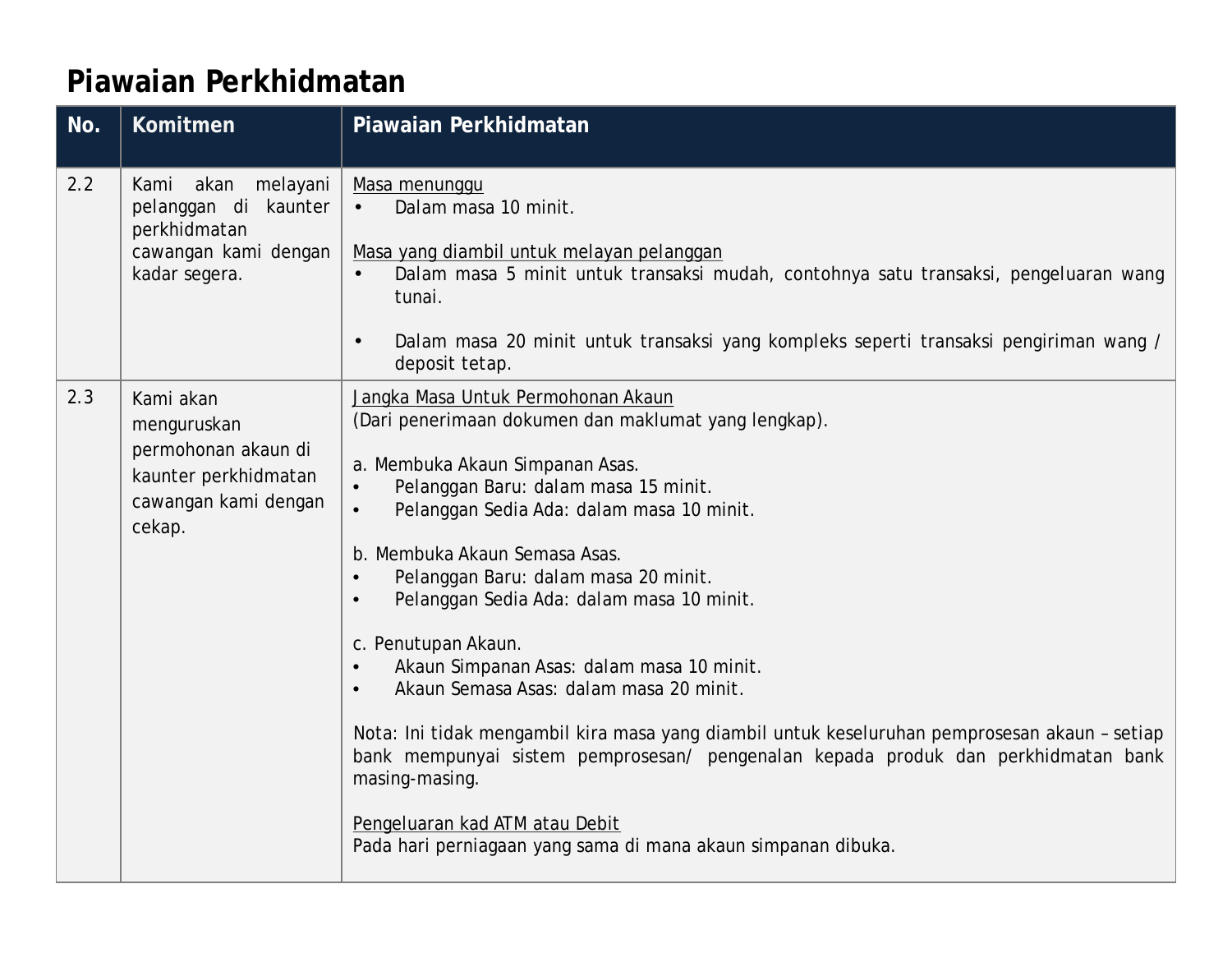# Piawaian Perkhidmatan

| No. | Komitmen | Piawaian Perkhidmatan |
|---|---|---|
| 2.2 | Kami akan melayani pelanggan di kaunter perkhidmatan cawangan kami dengan kadar segera. | <u>Masa menunggu</u><br>• Dalam masa 10 minit.<br><br><u>Masa yang diambil untuk melayan pelanggan</u><br>• Dalam masa 5 minit untuk transaksi mudah, contohnya satu transaksi, pengeluaran wang tunai.<br><br>• Dalam masa 20 minit untuk transaksi yang kompleks seperti transaksi pengiriman wang / deposit tetap. |
| 2.3 | Kami akan menguruskan permohonan akaun di kaunter perkhidmatan cawangan kami dengan cekap. | <u>Jangka Masa Untuk Permohonan Akaun</u><br>(Dari penerimaan dokumen dan maklumat yang lengkap).<br><br>a. Membuka Akaun Simpanan Asas.<br>• Pelanggan Baru: dalam masa 15 minit.<br>• Pelanggan Sedia Ada: dalam masa 10 minit.<br><br>b. Membuka Akaun Semasa Asas.<br>• Pelanggan Baru: dalam masa 20 minit.<br>• Pelanggan Sedia Ada: dalam masa 10 minit.<br><br>c. Penutupan Akaun.<br>• Akaun Simpanan Asas: dalam masa 10 minit.<br>• Akaun Semasa Asas: dalam masa 20 minit.<br><br>Nota: Ini tidak mengambil kira masa yang diambil untuk keseluruhan pemprosesan akaun – setiap bank mempunyai sistem pemprosesan/ pengenalan kepada produk dan perkhidmatan bank masing-masing.<br><br><u>Pengeluaran kad ATM atau Debit</u><br>Pada hari perniagaan yang sama di mana akaun simpanan dibuka. |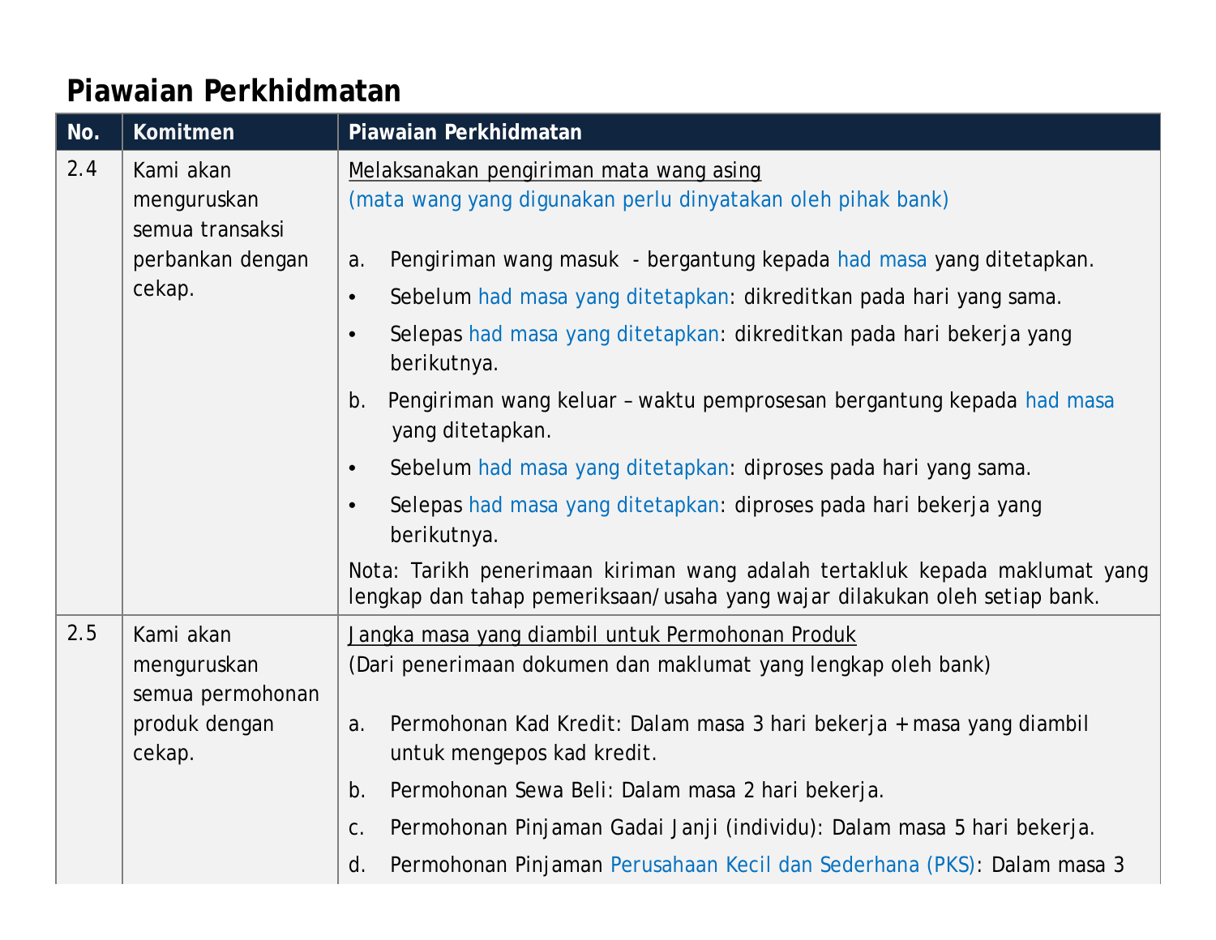## Piawaian Perkhidmatan

| No. | Komitmen | Piawaian Perkhidmatan |
|---|---|---|
| 2.4 | Kami akan menguruskan semua transaksi perbankan dengan cekap. | Melaksanakan pengiriman mata wang asing<br>(mata wang yang digunakan perlu dinyatakan oleh pihak bank)<br><br>a. Pengiriman wang masuk - bergantung kepada had masa yang ditetapkan.<br>• Sebelum had masa yang ditetapkan: dikreditkan pada hari yang sama.<br>• Selepas had masa yang ditetapkan: dikreditkan pada hari bekerja yang berikutnya.<br>b. Pengiriman wang keluar – waktu pemprosesan bergantung kepada had masa yang ditetapkan.<br>• Sebelum had masa yang ditetapkan: diproses pada hari yang sama.<br>• Selepas had masa yang ditetapkan: diproses pada hari bekerja yang berikutnya.<br>Nota: Tarikh penerimaan kiriman wang adalah tertakluk kepada maklumat yang lengkap dan tahap pemeriksaan/usaha yang wajar dilakukan oleh setiap bank. |
| 2.5 | Kami akan menguruskan semua permohonan produk dengan cekap. | Jangka masa yang diambil untuk Permohonan Produk<br>(Dari penerimaan dokumen dan maklumat yang lengkap oleh bank)<br><br>a. Permohonan Kad Kredit: Dalam masa 3 hari bekerja + masa yang diambil untuk mengepos kad kredit.<br>b. Permohonan Sewa Beli: Dalam masa 2 hari bekerja.<br>c. Permohonan Pinjaman Gadai Janji (individu): Dalam masa 5 hari bekerja.<br>d. Permohonan Pinjaman Perusahaan Kecil dan Sederhana (PKS): Dalam masa 3 |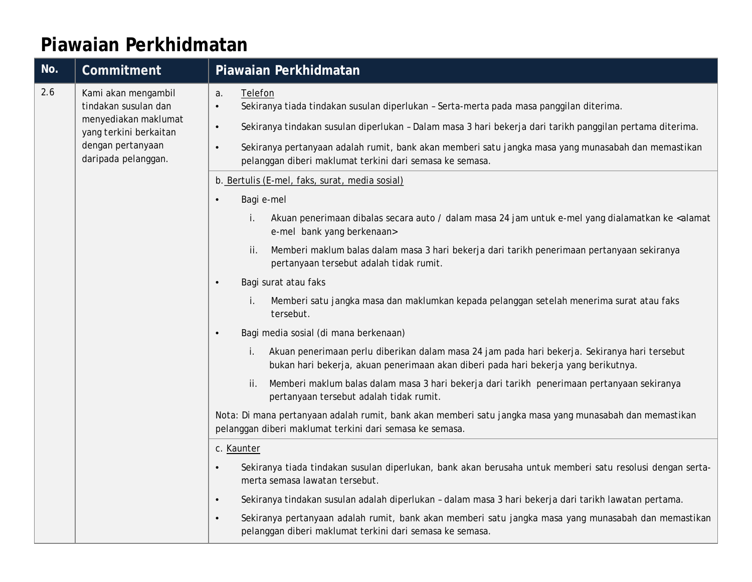# Piawaian Perkhidmatan

| No. | Commitment | Piawaian Perkhidmatan |
|---|---|---|
| 2.6 | Kami akan mengambil tindakan susulan dan menyediakan maklumat yang terkini berkaitan dengan pertanyaan daripada pelanggan. | a. Telefon<br>• Sekiranya tiada tindakan susulan diperlukan – Serta-merta pada masa panggilan diterima.<br>• Sekiranya tindakan susulan diperlukan – Dalam masa 3 hari bekerja dari tarikh panggilan pertama diterima.<br>• Sekiranya pertanyaan adalah rumit, bank akan memberi satu jangka masa yang munasabah dan memastikan pelanggan diberi maklumat terkini dari semasa ke semasa. |
| | | b. Bertulis (E-mel, faks, surat, media sosial)<br>• Bagi e-mel<br>i. Akuan penerimaan dibalas secara auto / dalam masa 24 jam untuk e-mel yang dialamatkan ke <alamat e-mel bank yang berkenaan><br>ii. Memberi maklum balas dalam masa 3 hari bekerja dari tarikh penerimaan pertanyaan sekiranya pertanyaan tersebut adalah tidak rumit.<br>• Bagi surat atau faks<br>i. Memberi satu jangka masa dan maklumkan kepada pelanggan setelah menerima surat atau faks tersebut.<br>• Bagi media sosial (di mana berkenaan)<br>i. Akuan penerimaan perlu diberikan dalam masa 24 jam pada hari bekerja. Sekiranya hari tersebut bukan hari bekerja, akuan penerimaan akan diberi pada hari bekerja yang berikutnya.<br>ii. Memberi maklum balas dalam masa 3 hari bekerja dari tarikh penerimaan pertanyaan sekiranya pertanyaan tersebut adalah tidak rumit.<br>Nota: Di mana pertanyaan adalah rumit, bank akan memberi satu jangka masa yang munasabah dan memastikan pelanggan diberi maklumat terkini dari semasa ke semasa. |
| | | c. Kaunter<br>• Sekiranya tiada tindakan susulan diperlukan, bank akan berusaha untuk memberi satu resolusi dengan serta-merta semasa lawatan tersebut.<br>• Sekiranya tindakan susulan adalah diperlukan – dalam masa 3 hari bekerja dari tarikh lawatan pertama.<br>• Sekiranya pertanyaan adalah rumit, bank akan memberi satu jangka masa yang munasabah dan memastikan pelanggan diberi maklumat terkini dari semasa ke semasa. |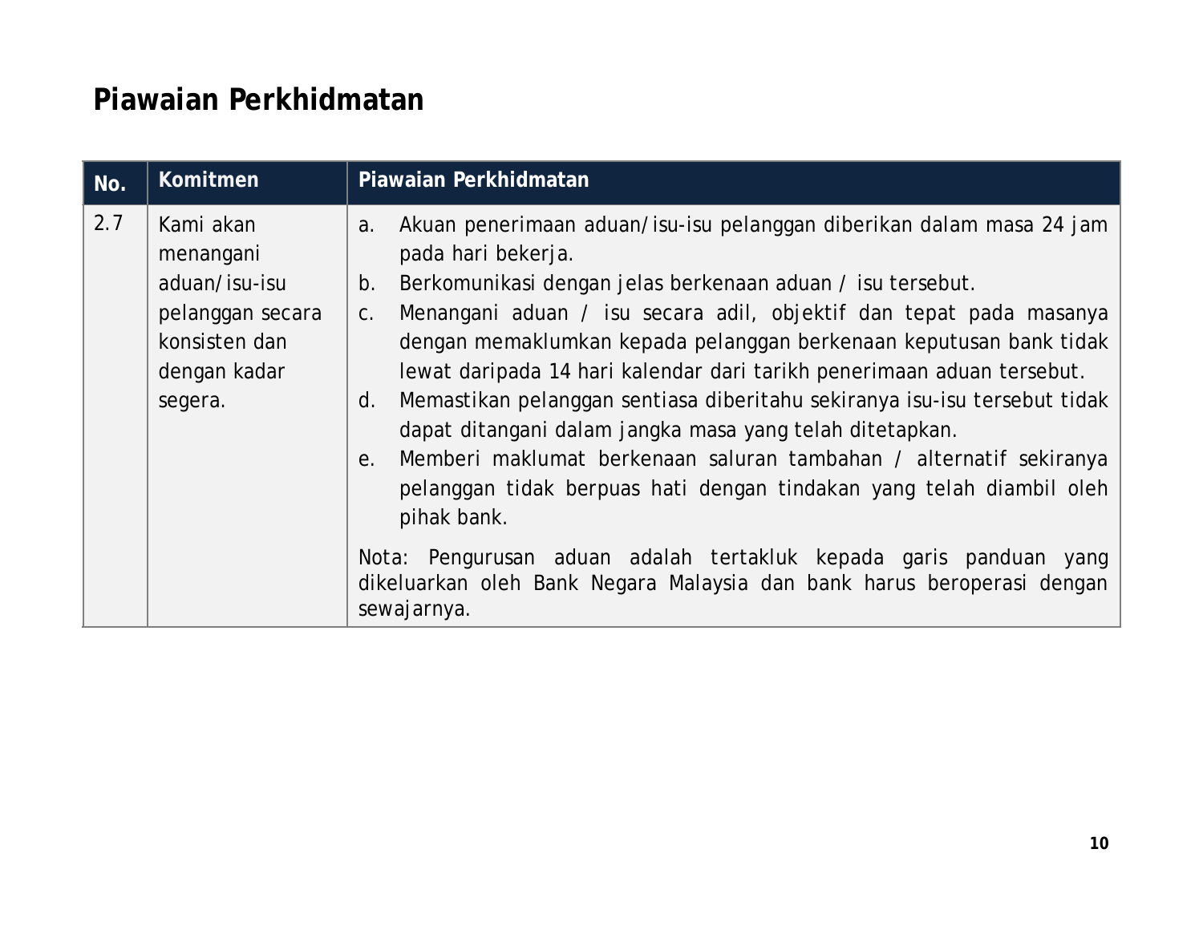# Piawaian Perkhidmatan

| No. | Komitmen | Piawaian Perkhidmatan |
|---|---|---|
| 2.7 | Kami akan menangani aduan/isu-isu pelanggan secara konsisten dan dengan kadar segera. | a. Akuan penerimaan aduan/isu-isu pelanggan diberikan dalam masa 24 jam pada hari bekerja.<br>b. Berkomunikasi dengan jelas berkenaan aduan / isu tersebut.<br>c. Menangani aduan / isu secara adil, objektif dan tepat pada masanya dengan memaklumkan kepada pelanggan berkenaan keputusan bank tidak lewat daripada 14 hari kalendar dari tarikh penerimaan aduan tersebut.<br>d. Memastikan pelanggan sentiasa diberitahu sekiranya isu-isu tersebut tidak dapat ditangani dalam jangka masa yang telah ditetapkan.<br>e. Memberi maklumat berkenaan saluran tambahan / alternatif sekiranya pelanggan tidak berpuas hati dengan tindakan yang telah diambil oleh pihak bank.<br><br>Nota: Pengurusan aduan adalah tertakluk kepada garis panduan yang dikeluarkan oleh Bank Negara Malaysia dan bank harus beroperasi dengan sewajarnya. |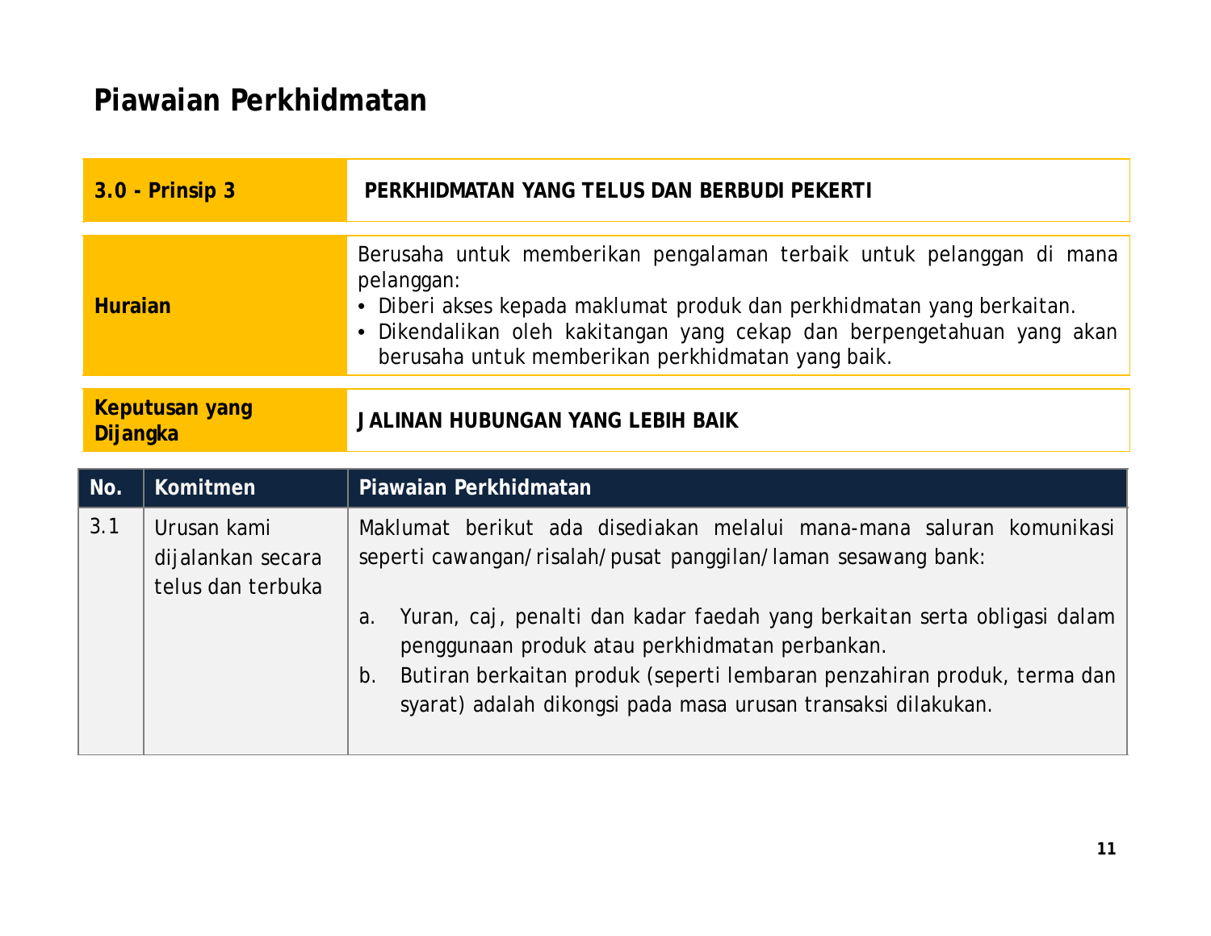# Piawaian Perkhidmatan

| 3.0 - Prinsip 3 | PERKHIDMATAN YANG TELUS DAN BERBUDI PEKERTI |
|---|---|
| Huraian | Berusaha untuk memberikan pengalaman terbaik untuk pelanggan di mana pelanggan:<br>• Diberi akses kepada maklumat produk dan perkhidmatan yang berkaitan.<br>• Dikendalikan oleh kakitangan yang cekap dan berpengetahuan yang akan berusaha untuk memberikan perkhidmatan yang baik. |
| Keputusan yang Dijangka | JALINAN HUBUNGAN YANG LEBIH BAIK |

| No. | Komitmen | Piawaian Perkhidmatan |
|---|---|---|
| 3.1 | Urusan kami dijalankan secara telus dan terbuka | Maklumat berikut ada disediakan melalui mana-mana saluran komunikasi seperti cawangan/risalah/pusat panggilan/laman sesawang bank:<br><br>a. Yuran, caj, penalti dan kadar faedah yang berkaitan serta obligasi dalam penggunaan produk atau perkhidmatan perbankan.<br>b. Butiran berkaitan produk (seperti lembaran penzahiran produk, terma dan syarat) adalah dikongsi pada masa urusan transaksi dilakukan. |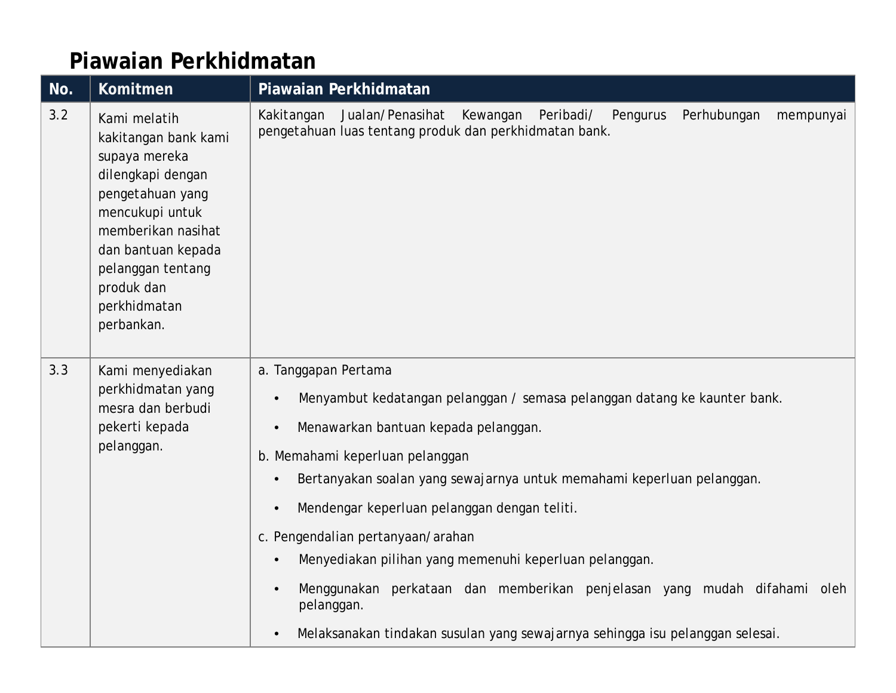## Piawaian Perkhidmatan

| No. | Komitmen | Piawaian Perkhidmatan |
|---|---|---|
| 3.2 | Kami melatih kakitangan bank kami supaya mereka dilengkapi dengan pengetahuan yang mencukupi untuk memberikan nasihat dan bantuan kepada pelanggan tentang produk dan perkhidmatan perbankan. | Kakitangan Jualan/Penasihat Kewangan Peribadi/ Pengurus Perhubungan mempunyai pengetahuan luas tentang produk dan perkhidmatan bank. |
| 3.3 | Kami menyediakan perkhidmatan yang mesra dan berbudi pekerti kepada pelanggan. | a. Tanggapan Pertama<br>• Menyambut kedatangan pelanggan / semasa pelanggan datang ke kaunter bank.<br>• Menawarkan bantuan kepada pelanggan.<br>b. Memahami keperluan pelanggan<br>• Bertanyakan soalan yang sewajarnya untuk memahami keperluan pelanggan.<br>• Mendengar keperluan pelanggan dengan teliti.<br>c. Pengendalian pertanyaan/arahan<br>• Menyediakan pilihan yang memenuhi keperluan pelanggan.<br>• Menggunakan perkataan dan memberikan penjelasan yang mudah difahami oleh pelanggan.<br>• Melaksanakan tindakan susulan yang sewajarnya sehingga isu pelanggan selesai. |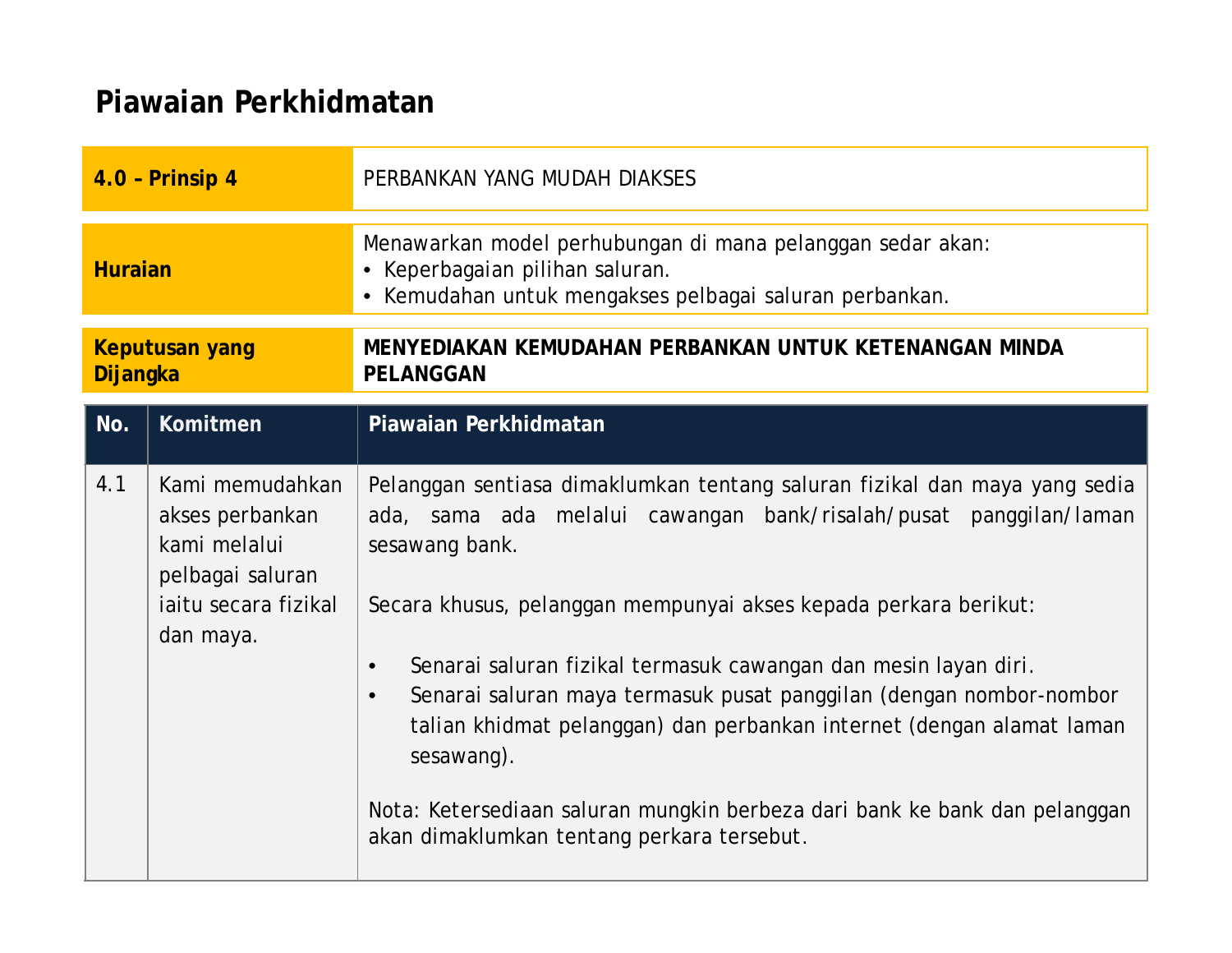# Piawaian Perkhidmatan

| **4.0 – Prinsip 4** | PERBANKAN YANG MUDAH DIAKSES |
|---|---|
| **Huraian** | Menawarkan model perhubungan di mana pelanggan sedar akan:<br>• Keperbagaian pilihan saluran.<br>• Kemudahan untuk mengakses pelbagai saluran perbankan. |
| **Keputusan yang Dijangka** | **MENYEDIAKAN KEMUDAHAN PERBANKAN UNTUK KETENANGAN MINDA PELANGGAN** |

| No. | Komitmen | Piawaian Perkhidmatan |
|---|---|---|
| 4.1 | Kami memudahkan akses perbankan kami melalui pelbagai saluran iaitu secara fizikal dan maya. | Pelanggan sentiasa dimaklumkan tentang saluran fizikal dan maya yang sedia ada, sama ada melalui cawangan bank/risalah/pusat panggilan/laman sesawang bank.<br><br>Secara khusus, pelanggan mempunyai akses kepada perkara berikut:<br><br>• Senarai saluran fizikal termasuk cawangan dan mesin layan diri.<br>• Senarai saluran maya termasuk pusat panggilan (dengan nombor-nombor talian khidmat pelanggan) dan perbankan internet (dengan alamat laman sesawang).<br><br>Nota: Ketersediaan saluran mungkin berbeza dari bank ke bank dan pelanggan akan dimaklumkan tentang perkara tersebut. |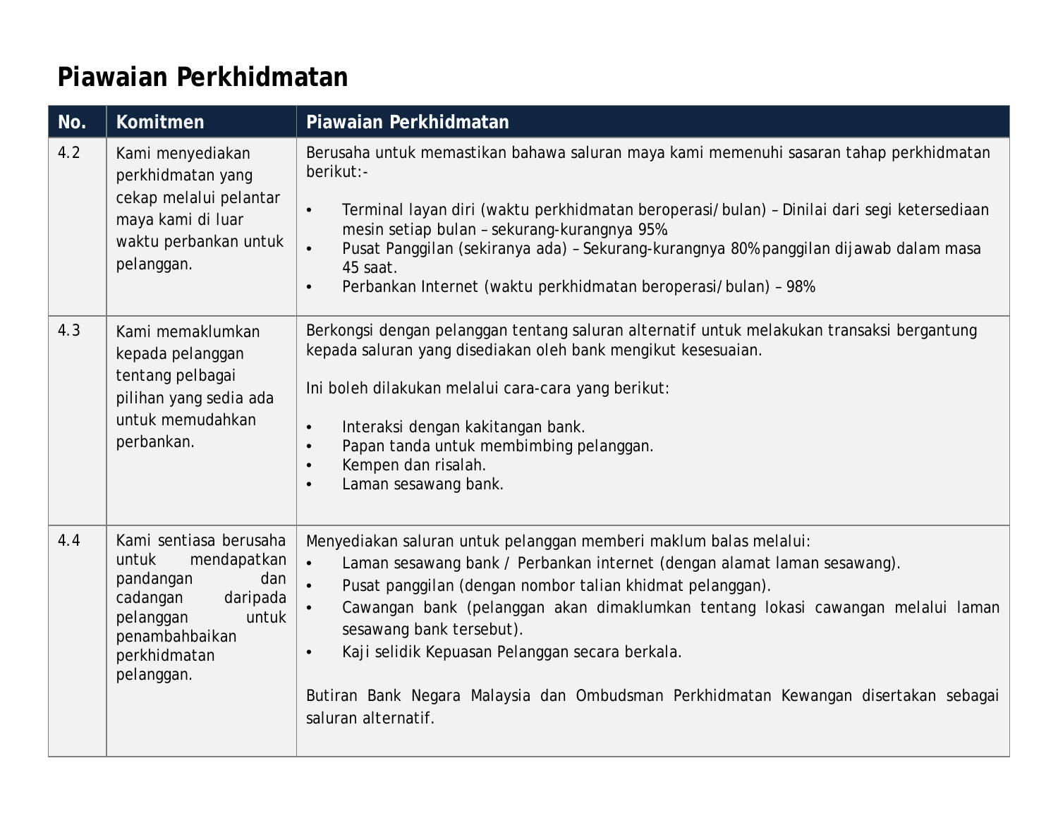## Piawaian Perkhidmatan

| No. | Komitmen | Piawaian Perkhidmatan |
|---|---|---|
| 4.2 | Kami menyediakan perkhidmatan yang cekap melalui pelantar maya kami di luar waktu perbankan untuk pelanggan. | Berusaha untuk memastikan bahawa saluran maya kami memenuhi sasaran tahap perkhidmatan berikut:-<br><br>• Terminal layan diri (waktu perkhidmatan beroperasi/bulan) – Dinilai dari segi ketersediaan mesin setiap bulan – sekurang-kurangnya 95%<br>• Pusat Panggilan (sekiranya ada) – Sekurang-kurangnya 80% panggilan dijawab dalam masa 45 saat.<br>• Perbankan Internet (waktu perkhidmatan beroperasi/bulan) – 98% |
| 4.3 | Kami memaklumkan kepada pelanggan tentang pelbagai pilihan yang sedia ada untuk memudahkan perbankan. | Berkongsi dengan pelanggan tentang saluran alternatif untuk melakukan transaksi bergantung kepada saluran yang disediakan oleh bank mengikut kesesuaian.<br><br>Ini boleh dilakukan melalui cara-cara yang berikut:<br><br>• Interaksi dengan kakitangan bank.<br>• Papan tanda untuk membimbing pelanggan.<br>• Kempen dan risalah.<br>• Laman sesawang bank. |
| 4.4 | Kami sentiasa berusaha untuk mendapatkan pandangan dan cadangan daripada pelanggan untuk penambahbaikan perkhidmatan pelanggan. | Menyediakan saluran untuk pelanggan memberi maklum balas melalui:<br>• Laman sesawang bank / Perbankan internet (dengan alamat laman sesawang).<br>• Pusat panggilan (dengan nombor talian khidmat pelanggan).<br>• Cawangan bank (pelanggan akan dimaklumkan tentang lokasi cawangan melalui laman sesawang bank tersebut).<br>• Kaji selidik Kepuasan Pelanggan secara berkala.<br><br>Butiran Bank Negara Malaysia dan Ombudsman Perkhidmatan Kewangan disertakan sebagai saluran alternatif. |